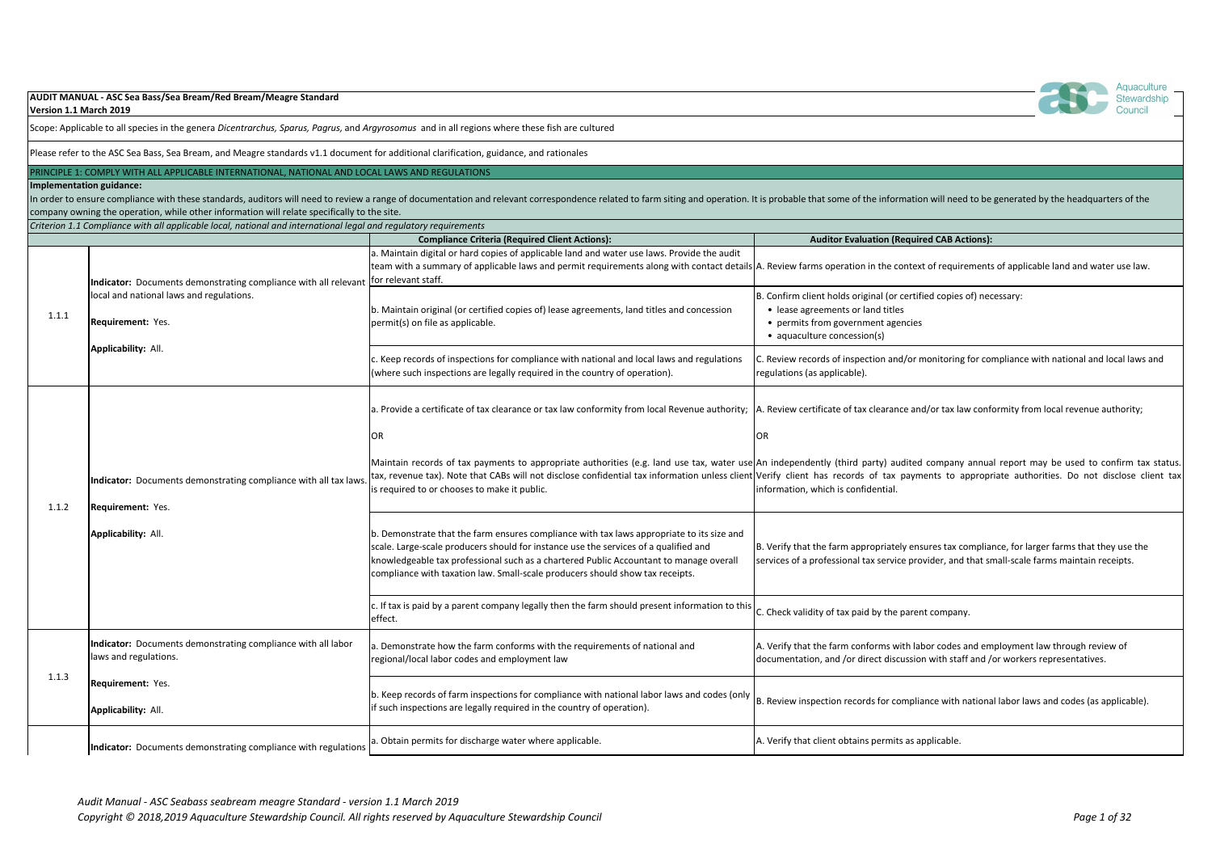**AUDIT MANUAL - ASC Sea Bass/Sea Bream/Red Bream/Meagre Standard**
**Version 1.1 March 2019**

Scope: Applicable to all species in the genera *Dicentrarchus, Sparus, Pagrus,* and *Argyrosomus* and in all regions where these fish are cultured

Please refer to the ASC Sea Bass, Sea Bream, and Meagre standards v1.1 document for additional clarification, guidance, and rationales

## PRINCIPLE 1: COMPLY WITH ALL APPLICABLE INTERNATIONAL, NATIONAL AND LOCAL LAWS AND REGULATIONS

**Implementation guidance:**

In order to ensure compliance with these standards, auditors will need to review a range of documentation and relevant correspondence related to farm siting and operation. It is probable that some of the information will need to be generated by the headquarters of the company owning the operation, while other information will relate specifically to the site.

*Criterion 1.1 Compliance with all applicable local, national and international legal and regulatory requirements*

| | | Compliance Criteria (Required Client Actions): | Auditor Evaluation (Required CAB Actions): |
|---|---|---|---|
| 1.1.1 | **Indicator:** Documents demonstrating compliance with all relevant local and national laws and regulations.<br><br>**Requirement:** Yes.<br><br>**Applicability:** All. | a. Maintain digital or hard copies of applicable land and water use laws. Provide the audit team with a summary of applicable laws and permit requirements along with contact details for relevant staff. | A. Review farms operation in the context of requirements of applicable land and water use law. |
| | | b. Maintain original (or certified copies of) lease agreements, land titles and concession permit(s) on file as applicable. | B. Confirm client holds original (or certified copies of) necessary:<br>• lease agreements or land titles<br>• permits from government agencies<br>• aquaculture concession(s) |
| | | c. Keep records of inspections for compliance with national and local laws and regulations (where such inspections are legally required in the country of operation). | C. Review records of inspection and/or monitoring for compliance with national and local laws and regulations (as applicable). |
| 1.1.2 | **Indicator:** Documents demonstrating compliance with all tax laws.<br><br>**Requirement:** Yes.<br><br>**Applicability:** All. | a. Provide a certificate of tax clearance or tax law conformity from local Revenue authority;<br><br>OR<br><br>Maintain records of tax payments to appropriate authorities (e.g. land use tax, water use tax, revenue tax). Note that CABs will not disclose confidential tax information unless client is required to or chooses to make it public. | A. Review certificate of tax clearance and/or tax law conformity from local revenue authority;<br><br>OR<br><br>An independently (third party) audited company annual report may be used to confirm tax status. Verify client has records of tax payments to appropriate authorities. Do not disclose client tax information, which is confidential. |
| | | b. Demonstrate that the farm ensures compliance with tax laws appropriate to its size and scale. Large-scale producers should for instance use the services of a qualified and knowledgeable tax professional such as a chartered Public Accountant to manage overall compliance with taxation law. Small-scale producers should show tax receipts. | B. Verify that the farm appropriately ensures tax compliance, for larger farms that they use the services of a professional tax service provider, and that small-scale farms maintain receipts. |
| | | c. If tax is paid by a parent company legally then the farm should present information to this effect. | C. Check validity of tax paid by the parent company. |
| 1.1.3 | **Indicator:** Documents demonstrating compliance with all labor laws and regulations.<br><br>**Requirement:** Yes.<br><br>**Applicability:** All. | a. Demonstrate how the farm conforms with the requirements of national and regional/local labor codes and employment law | A. Verify that the farm conforms with labor codes and employment law through review of documentation, and /or direct discussion with staff and /or workers representatives. |
| | | b. Keep records of farm inspections for compliance with national labor laws and codes (only if such inspections are legally required in the country of operation). | B. Review inspection records for compliance with national labor laws and codes (as applicable). |
| | **Indicator:** Documents demonstrating compliance with regulations | a. Obtain permits for discharge water where applicable. | A. Verify that client obtains permits as applicable. |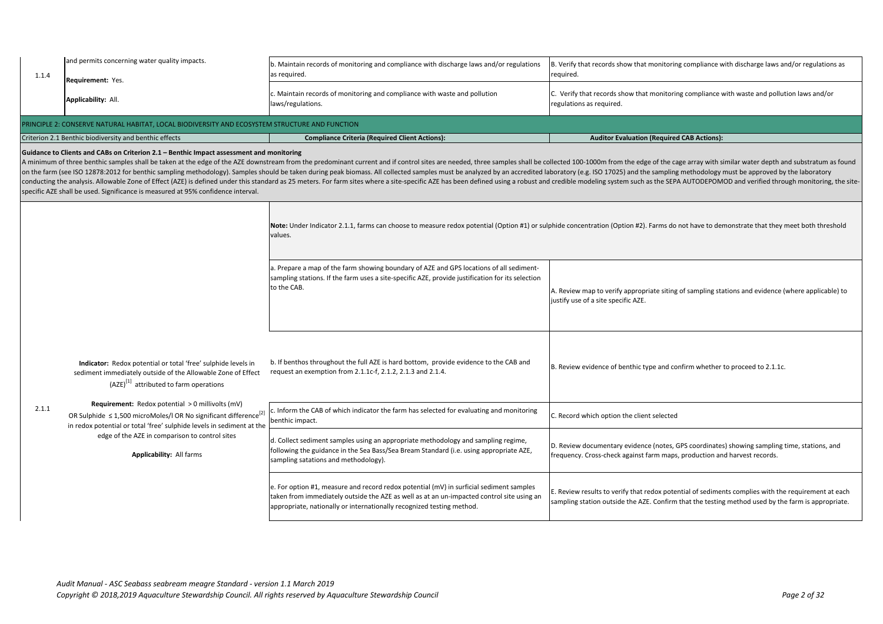| | | | |
|---|---|---|---|
| 1.1.4 | and permits concerning water quality impacts.<br><br>**Requirement:** Yes.<br><br>**Applicability:** All. | b. Maintain records of monitoring and compliance with discharge laws and/or regulations as required. | B. Verify that records show that monitoring compliance with discharge laws and/or regulations as required. |
| | | c. Maintain records of monitoring and compliance with waste and pollution laws/regulations. | C. Verify that records show that monitoring compliance with waste and pollution laws and/or regulations as required. |

## PRINCIPLE 2: CONSERVE NATURAL HABITAT, LOCAL BIODIVERSITY AND ECOSYSTEM STRUCTURE AND FUNCTION

| Criterion 2.1 Benthic biodiversity and benthic effects | | **Compliance Criteria (Required Client Actions):** | **Auditor Evaluation (Required CAB Actions):** |
|---|---|---|---|

**Guidance to Clients and CABs on Criterion 2.1 – Benthic Impact assessment and monitoring**

A minimum of three benthic samples shall be taken at the edge of the AZE downstream from the predominant current and if control sites are needed, three samples shall be collected 100-1000m from the edge of the cage array with similar water depth and substratum as found on the farm (see ISO 12878:2012 for benthic sampling methodology). Samples should be taken during peak biomass. All collected samples must be analyzed by an accredited laboratory (e.g. ISO 17025) and the sampling methodology must be approved by the laboratory conducting the analysis. Allowable Zone of Effect (AZE) is defined under this standard as 25 meters. For farm sites where a site-specific AZE has been defined using a robust and credible modeling system such as the SEPA AUTODEPOMOD and verified through monitoring, the site-specific AZE shall be used. Significance is measured at 95% confidence interval.

| | | | |
|---|---|---|---|
| 2.1.1 | **Indicator:** Redox potential or total 'free' sulphide levels in sediment immediately outside of the Allowable Zone of Effect (AZE)[1] attributed to farm operations<br><br>**Requirement:** Redox potential > 0 millivolts (mV) OR Sulphide ≤ 1,500 microMoles/l OR No significant difference[2] in redox potential or total 'free' sulphide levels in sediment at the edge of the AZE in comparison to control sites<br><br>**Applicability:** All farms | **Note:** Under Indicator 2.1.1, farms can choose to measure redox potential (Option #1) or sulphide concentration (Option #2). Farms do not have to demonstrate that they meet both threshold values. | |
| | | a. Prepare a map of the farm showing boundary of AZE and GPS locations of all sediment-sampling stations. If the farm uses a site-specific AZE, provide justification for its selection to the CAB. | A. Review map to verify appropriate siting of sampling stations and evidence (where applicable) to justify use of a site specific AZE. |
| | | b. If benthos throughout the full AZE is hard bottom, provide evidence to the CAB and request an exemption from 2.1.1c-f, 2.1.2, 2.1.3 and 2.1.4. | B. Review evidence of benthic type and confirm whether to proceed to 2.1.1c. |
| | | c. Inform the CAB of which indicator the farm has selected for evaluating and monitoring benthic impact. | C. Record which option the client selected |
| | | d. Collect sediment samples using an appropriate methodology and sampling regime, following the guidance in the Sea Bass/Sea Bream Standard (i.e. using appropriate AZE, sampling satations and methodology). | D. Review documentary evidence (notes, GPS coordinates) showing sampling time, stations, and frequency. Cross-check against farm maps, production and harvest records. |
| | | e. For option #1, measure and record redox potential (mV) in surficial sediment samples taken from immediately outside the AZE as well as at an un-impacted control site using an appropriate, nationally or internationally recognized testing method. | E. Review results to verify that redox potential of sediments complies with the requirement at each sampling station outside the AZE. Confirm that the testing method used by the farm is appropriate. |

*Audit Manual - ASC Seabass seabream meagre Standard - version 1.1 March 2019*
*Copyright © 2018,2019 Aquaculture Stewardship Council. All rights reserved by Aquaculture Stewardship Council*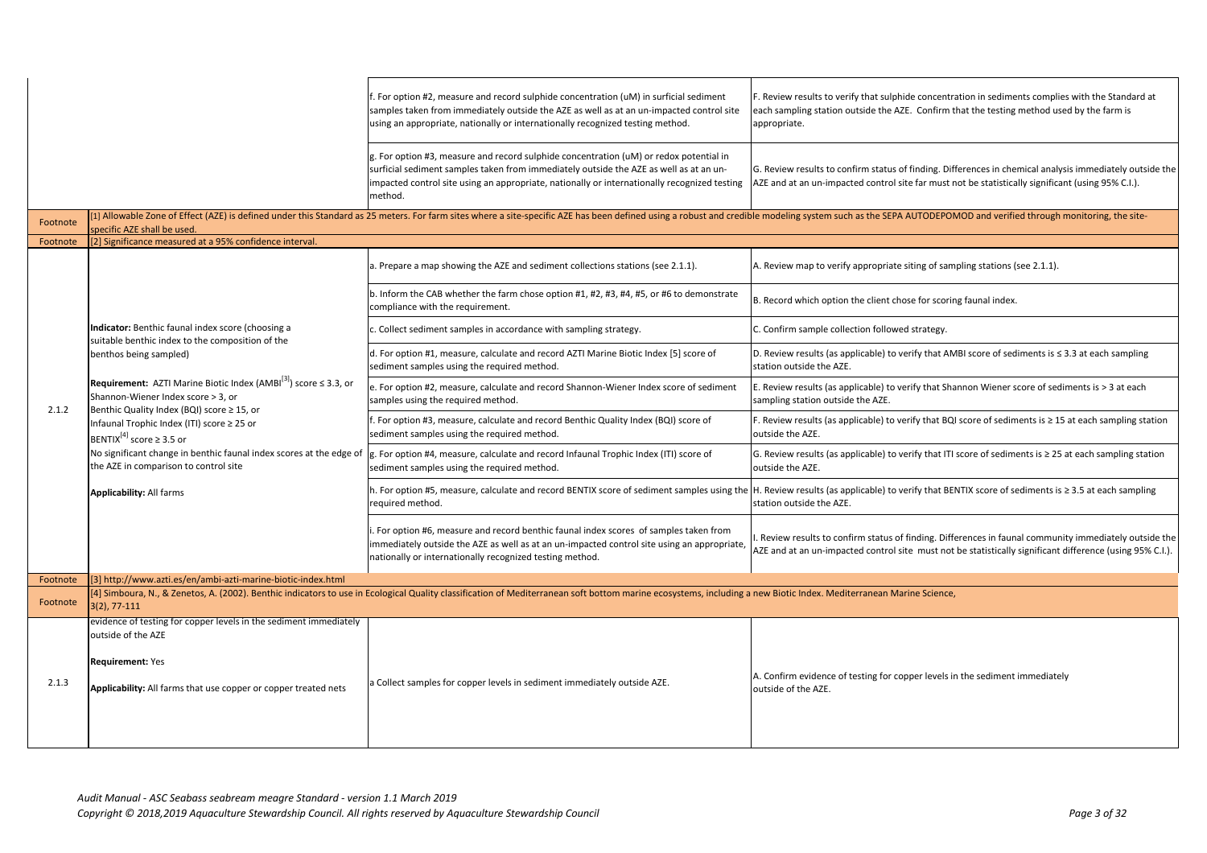| | | | |
|---|---|---|---|
| | | f. For option #2, measure and record sulphide concentration (uM) in surficial sediment samples taken from immediately outside the AZE as well as at an un-impacted control site using an appropriate, nationally or internationally recognized testing method. | F. Review results to verify that sulphide concentration in sediments complies with the Standard at each sampling station outside the AZE. Confirm that the testing method used by the farm is appropriate. |
| | | g. For option #3, measure and record sulphide concentration (uM) or redox potential in surficial sediment samples taken from immediately outside the AZE as well as at an un-impacted control site using an appropriate, nationally or internationally recognized testing method. | G. Review results to confirm status of finding. Differences in chemical analysis immediately outside the AZE and at an un-impacted control site far must not be statistically significant (using 95% C.I.). |
| Footnote | [1] Allowable Zone of Effect (AZE) is defined under this Standard as 25 meters. For farm sites where a site-specific AZE has been defined using a robust and credible modeling system such as the SEPA AUTODEPOMOD and verified through monitoring, the site-specific AZE shall be used. | | |
| Footnote | [2] Significance measured at a 95% confidence interval. | | |
| 2.1.2 | **Indicator:** Benthic faunal index score (choosing a suitable benthic index to the composition of the benthos being sampled)<br><br>**Requirement:** AZTI Marine Biotic Index (AMBI[3]) score ≤ 3.3, or Shannon-Wiener Index score > 3, or Benthic Quality Index (BQI) score ≥ 15, or Infaunal Trophic Index (ITI) score ≥ 25 or BENTIX[4] score ≥ 3.5 or No significant change in benthic faunal index scores at the edge of the AZE in comparison to control site<br><br>**Applicability:** All farms | a. Prepare a map showing the AZE and sediment collections stations (see 2.1.1). | A. Review map to verify appropriate siting of sampling stations (see 2.1.1). |
| | | b. Inform the CAB whether the farm chose option #1, #2, #3, #4, #5, or #6 to demonstrate compliance with the requirement. | B. Record which option the client chose for scoring faunal index. |
| | | c. Collect sediment samples in accordance with sampling strategy. | C. Confirm sample collection followed strategy. |
| | | d. For option #1, measure, calculate and record AZTI Marine Biotic Index [5] score of sediment samples using the required method. | D. Review results (as applicable) to verify that AMBI score of sediments is ≤ 3.3 at each sampling station outside the AZE. |
| | | e. For option #2, measure, calculate and record Shannon-Wiener Index score of sediment samples using the required method. | E. Review results (as applicable) to verify that Shannon Wiener score of sediments is > 3 at each sampling station outside the AZE. |
| | | f. For option #3, measure, calculate and record Benthic Quality Index (BQI) score of sediment samples using the required method. | F. Review results (as applicable) to verify that BQI score of sediments is ≥ 15 at each sampling station outside the AZE. |
| | | g. For option #4, measure, calculate and record Infaunal Trophic Index (ITI) score of sediment samples using the required method. | G. Review results (as applicable) to verify that ITI score of sediments is ≥ 25 at each sampling station outside the AZE. |
| | | h. For option #5, measure, calculate and record BENTIX score of sediment samples using the required method. | H. Review results (as applicable) to verify that BENTIX score of sediments is ≥ 3.5 at each sampling station outside the AZE. |
| | | i. For option #6, measure and record benthic faunal index scores of samples taken from immediately outside the AZE as well as at an un-impacted control site using an appropriate, nationally or internationally recognized testing method. | I. Review results to confirm status of finding. Differences in faunal community immediately outside the AZE and at an un-impacted control site must not be statistically significant difference (using 95% C.I.). |
| Footnote | [3] http://www.azti.es/en/ambi-azti-marine-biotic-index.html | | |
| Footnote | [4] Simboura, N., & Zenetos, A. (2002). Benthic indicators to use in Ecological Quality classification of Mediterranean soft bottom marine ecosystems, including a new Biotic Index. Mediterranean Marine Science, 3(2), 77-111 | | |
| 2.1.3 | evidence of testing for copper levels in the sediment immediately outside of the AZE<br><br>**Requirement:** Yes<br><br>**Applicability:** All farms that use copper or copper treated nets | a Collect samples for copper levels in sediment immediately outside AZE. | A. Confirm evidence of testing for copper levels in the sediment immediately outside of the AZE. |

*Audit Manual - ASC Seabass seabream meagre Standard - version 1.1 March 2019*
*Copyright © 2018,2019 Aquaculture Stewardship Council. All rights reserved by Aquaculture Stewardship Council*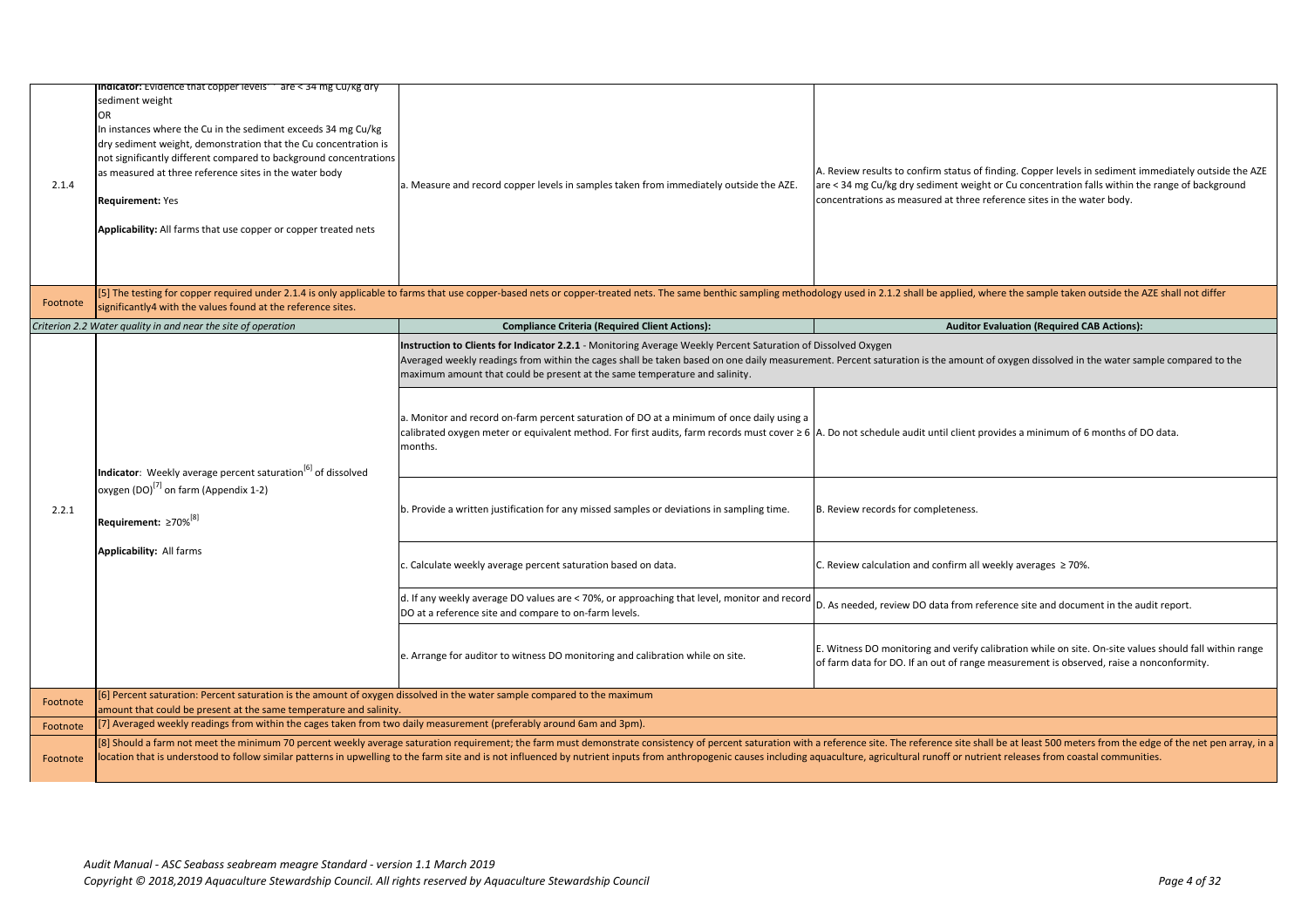| | | | |
|---|---|---|---|
| 2.1.4 | **Indicator:** Evidence that copper levels[5] are < 34 mg Cu/kg dry sediment weight<br>OR<br>In instances where the Cu in the sediment exceeds 34 mg Cu/kg dry sediment weight, demonstration that the Cu concentration is not significantly different compared to background concentrations as measured at three reference sites in the water body<br><br>**Requirement:** Yes<br><br>**Applicability:** All farms that use copper or copper treated nets | a. Measure and record copper levels in samples taken from immediately outside the AZE. | A. Review results to confirm status of finding. Copper levels in sediment immediately outside the AZE are < 34 mg Cu/kg dry sediment weight or Cu concentration falls within the range of background concentrations as measured at three reference sites in the water body. |
| Footnote | [5] The testing for copper required under 2.1.4 is only applicable to farms that use copper-based nets or copper-treated nets. The same benthic sampling methodology used in 2.1.2 shall be applied, where the sample taken outside the AZE shall not differ significantly4 with the values found at the reference sites. | | |
| *Criterion 2.2 Water quality in and near the site of operation* | | **Compliance Criteria (Required Client Actions):** | **Auditor Evaluation (Required CAB Actions):** |
| 2.2.1 | **Indicator**: Weekly average percent saturation[6] of dissolved oxygen (DO)[7] on farm (Appendix 1-2)<br><br>**Requirement:** ≥70%[8]<br><br>**Applicability:** All farms | **Instruction to Clients for Indicator 2.2.1** - Monitoring Average Weekly Percent Saturation of Dissolved Oxygen<br>Averaged weekly readings from within the cages shall be taken based on one daily measurement. Percent saturation is the amount of oxygen dissolved in the water sample compared to the maximum amount that could be present at the same temperature and salinity. | |
| | | a. Monitor and record on-farm percent saturation of DO at a minimum of once daily using a calibrated oxygen meter or equivalent method. For first audits, farm records must cover ≥ 6 months. | A. Do not schedule audit until client provides a minimum of 6 months of DO data. |
| | | b. Provide a written justification for any missed samples or deviations in sampling time. | B. Review records for completeness. |
| | | c. Calculate weekly average percent saturation based on data. | C. Review calculation and confirm all weekly averages ≥ 70%. |
| | | d. If any weekly average DO values are < 70%, or approaching that level, monitor and record DO at a reference site and compare to on-farm levels. | D. As needed, review DO data from reference site and document in the audit report. |
| | | e. Arrange for auditor to witness DO monitoring and calibration while on site. | E. Witness DO monitoring and verify calibration while on site. On-site values should fall within range of farm data for DO. If an out of range measurement is observed, raise a nonconformity. |
| Footnote | [6] Percent saturation: Percent saturation is the amount of oxygen dissolved in the water sample compared to the maximum amount that could be present at the same temperature and salinity. | | |
| Footnote | [7] Averaged weekly readings from within the cages taken from two daily measurement (preferably around 6am and 3pm). | | |
| Footnote | [8] Should a farm not meet the minimum 70 percent weekly average saturation requirement; the farm must demonstrate consistency of percent saturation with a reference site. The reference site shall be at least 500 meters from the edge of the net pen array, in a location that is understood to follow similar patterns in upwelling to the farm site and is not influenced by nutrient inputs from anthropogenic causes including aquaculture, agricultural runoff or nutrient releases from coastal communities. | | |

*Audit Manual - ASC Seabass seabream meagre Standard - version 1.1 March 2019*
*Copyright © 2018,2019 Aquaculture Stewardship Council. All rights reserved by Aquaculture Stewardship Council*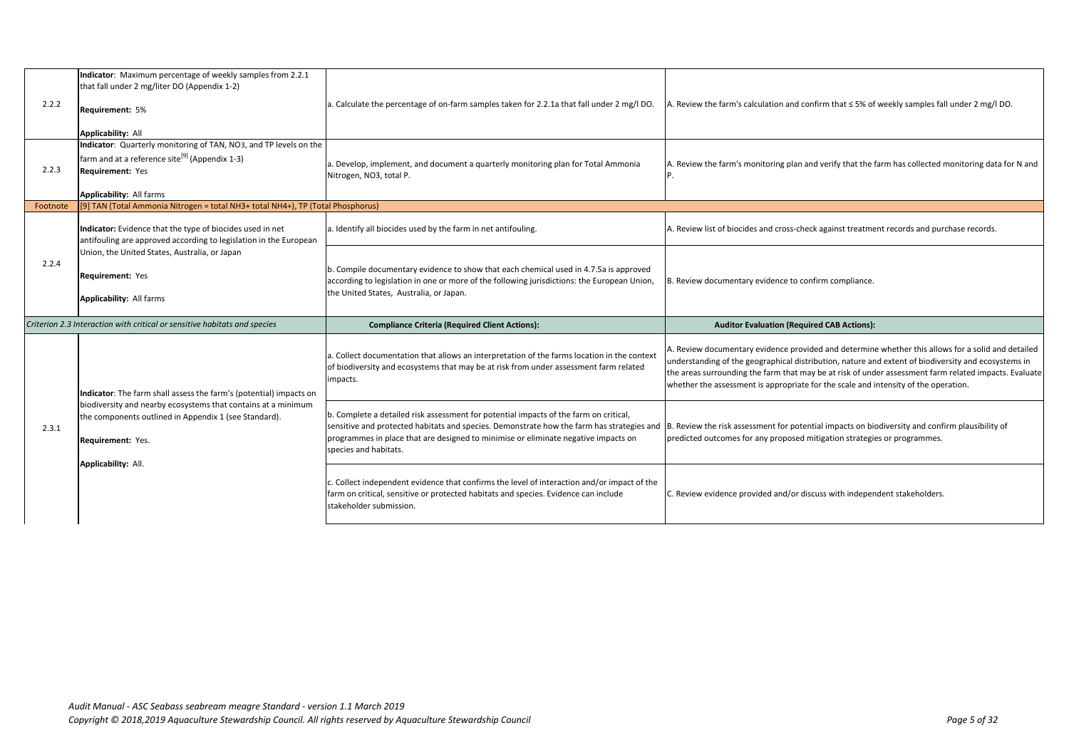| | | | |
|---|---|---|---|
| 2.2.2 | **Indicator**: Maximum percentage of weekly samples from 2.2.1 that fall under 2 mg/liter DO (Appendix 1-2)<br><br>**Requirement:** 5%<br><br>**Applicability:** All | a. Calculate the percentage of on-farm samples taken for 2.2.1a that fall under 2 mg/l DO. | A. Review the farm's calculation and confirm that ≤ 5% of weekly samples fall under 2 mg/l DO. |
| 2.2.3 | **Indicator**: Quarterly monitoring of TAN, NO3, and TP levels on the farm and at a reference site[9] (Appendix 1-3)<br>**Requirement:** Yes<br><br>**Applicability:** All farms | a. Develop, implement, and document a quarterly monitoring plan for Total Ammonia Nitrogen, NO3, total P. | A. Review the farm's monitoring plan and verify that the farm has collected monitoring data for N and P. |
| Footnote | [9] TAN (Total Ammonia Nitrogen = total NH3+ total NH4+), TP (Total Phosphorus) | | |
| 2.2.4 | **Indicator:** Evidence that the type of biocides used in net antifouling are approved according to legislation in the European Union, the United States, Australia, or Japan<br><br>**Requirement:** Yes<br><br>**Applicability:** All farms | a. Identify all biocides used by the farm in net antifouling. | A. Review list of biocides and cross-check against treatment records and purchase records. |
| | | b. Compile documentary evidence to show that each chemical used in 4.7.5a is approved according to legislation in one or more of the following jurisdictions: the European Union, the United States, Australia, or Japan. | B. Review documentary evidence to confirm compliance. |
| *Criterion 2.3 Interaction with critical or sensitive habitats and species* | | **Compliance Criteria (Required Client Actions):** | **Auditor Evaluation (Required CAB Actions):** |
| 2.3.1 | **Indicator**: The farm shall assess the farm's (potential) impacts on biodiversity and nearby ecosystems that contains at a minimum the components outlined in Appendix 1 (see Standard).<br><br>**Requirement:** Yes.<br><br>**Applicability:** All. | a. Collect documentation that allows an interpretation of the farms location in the context of biodiversity and ecosystems that may be at risk from under assessment farm related impacts. | A. Review documentary evidence provided and determine whether this allows for a solid and detailed understanding of the geographical distribution, nature and extent of biodiversity and ecosystems in the areas surrounding the farm that may be at risk of under assessment farm related impacts. Evaluate whether the assessment is appropriate for the scale and intensity of the operation. |
| | | b. Complete a detailed risk assessment for potential impacts of the farm on critical, sensitive and protected habitats and species. Demonstrate how the farm has strategies and programmes in place that are designed to minimise or eliminate negative impacts on species and habitats. | B. Review the risk assessment for potential impacts on biodiversity and confirm plausibility of predicted outcomes for any proposed mitigation strategies or programmes. |
| | | c. Collect independent evidence that confirms the level of interaction and/or impact of the farm on critical, sensitive or protected habitats and species. Evidence can include stakeholder submission. | C. Review evidence provided and/or discuss with independent stakeholders. |

*Audit Manual - ASC Seabass seabream meagre Standard - version 1.1 March 2019*
*Copyright © 2018,2019 Aquaculture Stewardship Council. All rights reserved by Aquaculture Stewardship Council*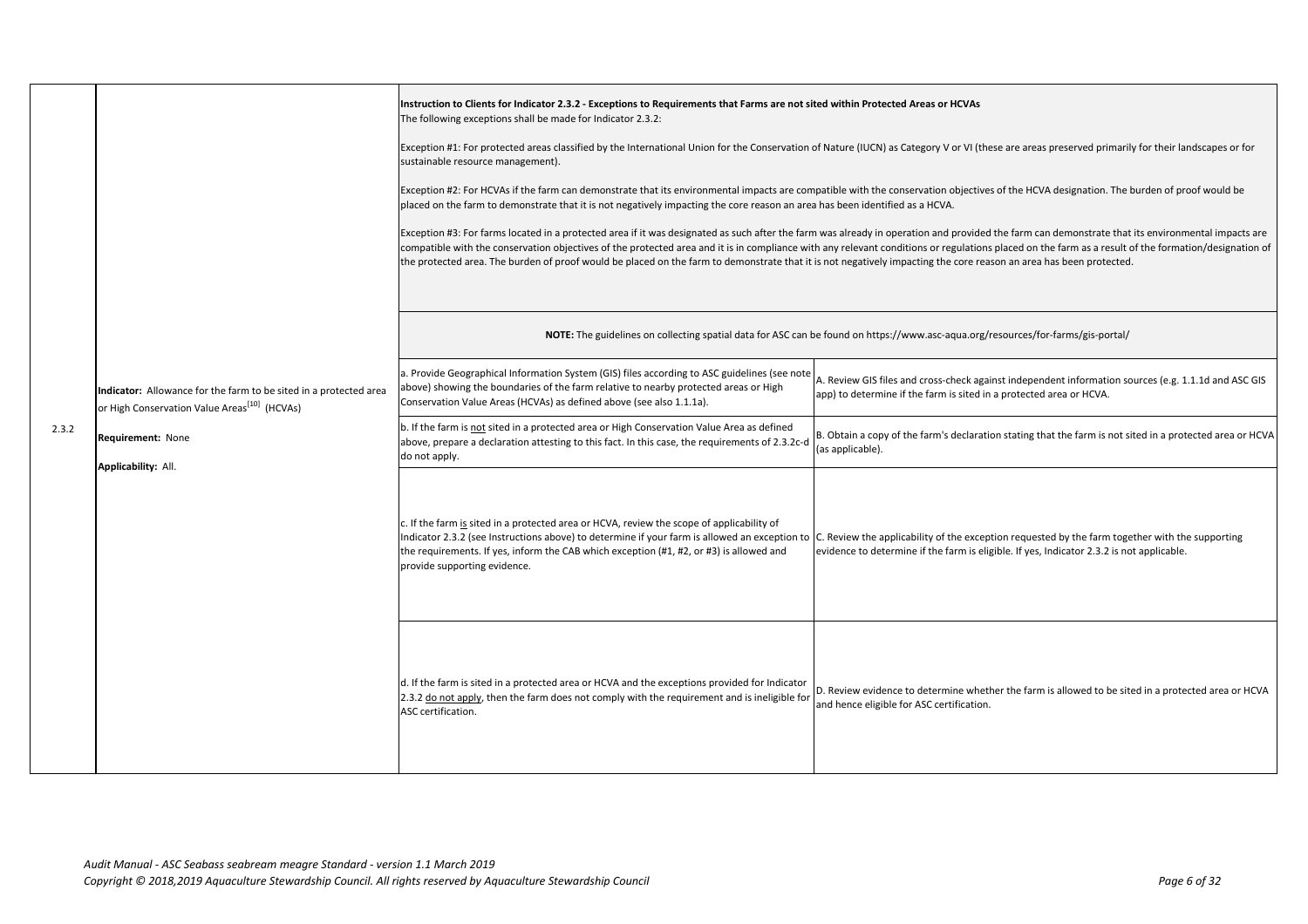| | | | |
|---|---|---|---|
| 2.3.2 | **Indicator:** Allowance for the farm to be sited in a protected area or High Conservation Value Areas[10] (HCVAs)<br><br>**Requirement:** None<br><br>**Applicability:** All. | **Instruction to Clients for Indicator 2.3.2 - Exceptions to Requirements that Farms are not sited within Protected Areas or HCVAs**<br>The following exceptions shall be made for Indicator 2.3.2:<br><br>Exception #1: For protected areas classified by the International Union for the Conservation of Nature (IUCN) as Category V or VI (these are areas preserved primarily for their landscapes or for sustainable resource management).<br><br>Exception #2: For HCVAs if the farm can demonstrate that its environmental impacts are compatible with the conservation objectives of the HCVA designation. The burden of proof would be placed on the farm to demonstrate that it is not negatively impacting the core reason an area has been identified as a HCVA.<br><br>Exception #3: For farms located in a protected area if it was designated as such after the farm was already in operation and provided the farm can demonstrate that its environmental impacts are compatible with the conservation objectives of the protected area and it is in compliance with any relevant conditions or regulations placed on the farm as a result of the formation/designation of the protected area. The burden of proof would be placed on the farm to demonstrate that it is not negatively impacting the core reason an area has been protected. | |
| | | **NOTE:** The guidelines on collecting spatial data for ASC can be found on https://www.asc-aqua.org/resources/for-farms/gis-portal/ | |
| | | a. Provide Geographical Information System (GIS) files according to ASC guidelines (see note above) showing the boundaries of the farm relative to nearby protected areas or High Conservation Value Areas (HCVAs) as defined above (see also 1.1.1a). | A. Review GIS files and cross-check against independent information sources (e.g. 1.1.1d and ASC GIS app) to determine if the farm is sited in a protected area or HCVA. |
| | | b. If the farm is <u>not</u> sited in a protected area or High Conservation Value Area as defined above, prepare a declaration attesting to this fact. In this case, the requirements of 2.3.2c-d do not apply. | B. Obtain a copy of the farm's declaration stating that the farm is not sited in a protected area or HCVA (as applicable). |
| | | c. If the farm <u>is</u> sited in a protected area or HCVA, review the scope of applicability of Indicator 2.3.2 (see Instructions above) to determine if your farm is allowed an exception to the requirements. If yes, inform the CAB which exception (#1, #2, or #3) is allowed and provide supporting evidence. | C. Review the applicability of the exception requested by the farm together with the supporting evidence to determine if the farm is eligible. If yes, Indicator 2.3.2 is not applicable. |
| | | d. If the farm is sited in a protected area or HCVA and the exceptions provided for Indicator 2.3.2 <u>do not apply</u>, then the farm does not comply with the requirement and is ineligible for ASC certification. | D. Review evidence to determine whether the farm is allowed to be sited in a protected area or HCVA and hence eligible for ASC certification. |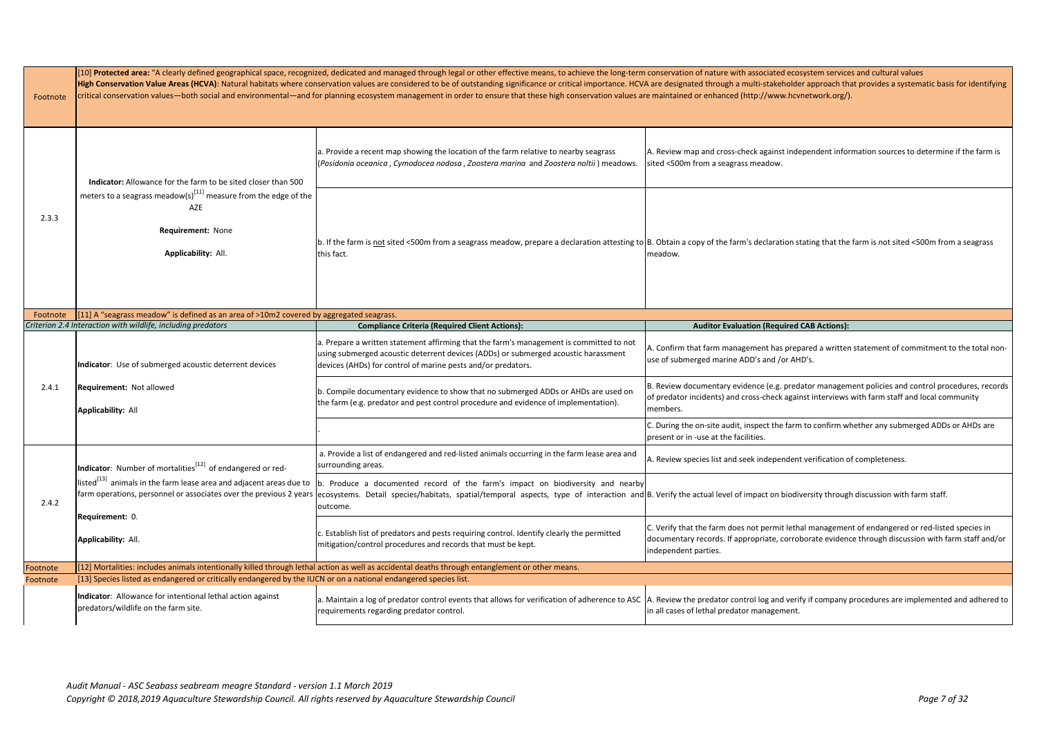| | | | |
|---|---|---|---|
| Footnote | [10] **Protected area:** "A clearly defined geographical space, recognized, dedicated and managed through legal or other effective means, to achieve the long-term conservation of nature with associated ecosystem services and cultural values<br>**High Conservation Value Areas (HCVA)**: Natural habitats where conservation values are considered to be of outstanding significance or critical importance. HCVA are designated through a multi-stakeholder approach that provides a systematic basis for identifying critical conservation values—both social and environmental—and for planning ecosystem management in order to ensure that these high conservation values are maintained or enhanced (http://www.hcvnetwork.org/). | | |
| 2.3.3 | **Indicator:** Allowance for the farm to be sited closer than 500 meters to a seagrass meadow(s)[11] measure from the edge of the AZE<br><br>**Requirement:** None<br><br>**Applicability:** All. | a. Provide a recent map showing the location of the farm relative to nearby seagrass (*Posidonia oceanica* , *Cymodocea nodosa* , *Zoostera marina* and *Zoostera noltii* ) meadows. | A. Review map and cross-check against independent information sources to determine if the farm is sited <500m from a seagrass meadow. |
| | | b. If the farm is <u>not</u> sited <500m from a seagrass meadow, prepare a declaration attesting to this fact. | B. Obtain a copy of the farm's declaration stating that the farm is not sited <500m from a seagrass meadow. |
| Footnote | [11] A "seagrass meadow" is defined as an area of >10m2 covered by aggregated seagrass. | | |
| | *Criterion 2.4 Interaction with wildlife, including predators* | **Compliance Criteria (Required Client Actions):** | **Auditor Evaluation (Required CAB Actions):** |
| 2.4.1 | **Indicator**: Use of submerged acoustic deterrent devices<br><br>**Requirement:** Not allowed<br><br>**Applicability:** All | a. Prepare a written statement affirming that the farm's management is committed to not using submerged acoustic deterrent devices (ADDs) or submerged acoustic harassment devices (AHDs) for control of marine pests and/or predators. | A. Confirm that farm management has prepared a written statement of commitment to the total non-use of submerged marine ADD's and /or AHD's. |
| | | b. Compile documentary evidence to show that no submerged ADDs or AHDs are used on the farm (e.g. predator and pest control procedure and evidence of implementation). | B. Review documentary evidence (e.g. predator management policies and control procedures, records of predator incidents) and cross-check against interviews with farm staff and local community members. |
| | | - | C. During the on-site audit, inspect the farm to confirm whether any submerged ADDs or AHDs are present or in -use at the facilities. |
| 2.4.2 | **Indicator**: Number of mortalities[12] of endangered or red-listed[13] animals in the farm lease area and adjacent areas due to farm operations, personnel or associates over the previous 2 years<br><br>**Requirement:** 0.<br><br>**Applicability:** All. | a. Provide a list of endangered and red-listed animals occurring in the farm lease area and surrounding areas. | A. Review species list and seek independent verification of completeness. |
| | | b. Produce a documented record of the farm's impact on biodiversity and nearby ecosystems. Detail species/habitats, spatial/temporal aspects, type of interaction and outcome. | B. Verify the actual level of impact on biodiversity through discussion with farm staff. |
| | | c. Establish list of predators and pests requiring control. Identify clearly the permitted mitigation/control procedures and records that must be kept. | C. Verify that the farm does not permit lethal management of endangered or red-listed species in documentary records. If appropriate, corroborate evidence through discussion with farm staff and/or independent parties. |
| Footnote | [12] Mortalities: includes animals intentionally killed through lethal action as well as accidental deaths through entanglement or other means. | | |
| Footnote | [13] Species listed as endangered or critically endangered by the IUCN or on a national endangered species list. | | |
| | **Indicator**: Allowance for intentional lethal action against predators/wildlife on the farm site. | a. Maintain a log of predator control events that allows for verification of adherence to ASC requirements regarding predator control. | A. Review the predator control log and verify if company procedures are implemented and adhered to in all cases of lethal predator management. |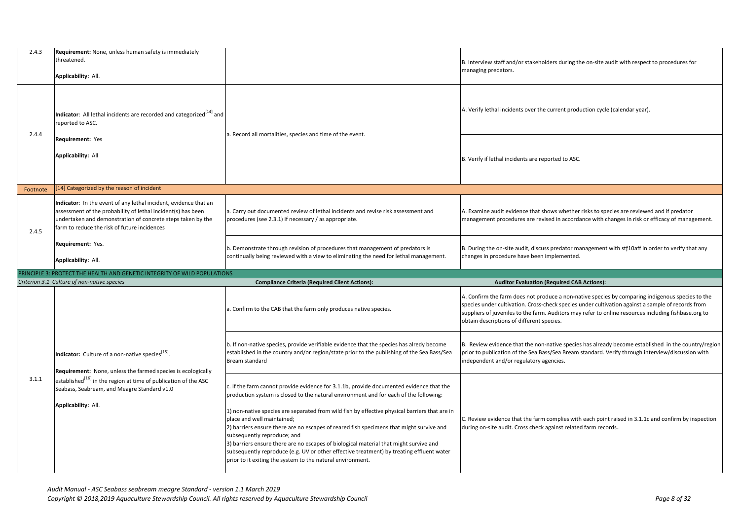| | | | |
|---|---|---|---|
| 2.4.3 | **Requirement:** None, unless human safety is immediately threatened.<br><br>**Applicability:** All. | | B. Interview staff and/or stakeholders during the on-site audit with respect to procedures for managing predators. |
| 2.4.4 | **Indicator**: All lethal incidents are recorded and categorized[14] and reported to ASC.<br><br>**Requirement:** Yes<br><br>**Applicability:** All | a. Record all mortalities, species and time of the event. | A. Verify lethal incidents over the current production cycle (calendar year). |
| | | | B. Verify if lethal incidents are reported to ASC. |
| Footnote | [14] Categorized by the reason of incident | | |
| 2.4.5 | **Indicator**: In the event of any lethal incident, evidence that an assessment of the probability of lethal incident(s) has been undertaken and demonstration of concrete steps taken by the farm to reduce the risk of future incidences<br><br>**Requirement:** Yes.<br><br>**Applicability:** All. | a. Carry out documented review of lethal incidents and revise risk assessment and procedures (see 2.3.1) if necessary / as appropriate. | A. Examine audit evidence that shows whether risks to species are reviewed and if predator management procedures are revised in accordance with changes in risk or efficacy of management. |
| | | b. Demonstrate through revision of procedures that management of predators is continually being reviewed with a view to eliminating the need for lethal management. | B. During the on-site audit, discuss predator management with stƒ10aff in order to verify that any changes in procedure have been implemented. |
| PRINCIPLE 3: PROTECT THE HEALTH AND GENETIC INTEGRITY OF WILD POPULATIONS | | | |
| *Criterion 3.1 Culture of non-native species* | | **Compliance Criteria (Required Client Actions):** | **Auditor Evaluation (Required CAB Actions):** |
| 3.1.1 | **Indicator:** Culture of a non-native species[15].<br><br>**Requirement:** None, unless the farmed species is ecologically established[16] in the region at time of publication of the ASC Seabass, Seabream, and Meagre Standard v1.0<br><br>**Applicability:** All. | a. Confirm to the CAB that the farm only produces native species. | A. Confirm the farm does not produce a non-native species by comparing indigenous species to the species under cultivation. Cross-check species under cultivation against a sample of records from suppliers of juveniles to the farm. Auditors may refer to online resources including fishbase.org to obtain descriptions of different species. |
| | | b. If non-native species, provide verifiable evidence that the species has alredy become established in the country and/or region/state prior to the publishing of the Sea Bass/Sea Bream standard | B. Review evidence that the non-native species has already become established in the country/region prior to publication of the Sea Bass/Sea Bream standard. Verify through interview/discussion with independent and/or regulatory agencies. |
| | | c. If the farm cannot provide evidence for 3.1.1b, provide documented evidence that the production system is closed to the natural environment and for each of the following:<br><br>1) non-native species are separated from wild fish by effective physical barriers that are in place and well maintained;<br>2) barriers ensure there are no escapes of reared fish specimens that might survive and subsequently reproduce; and<br>3) barriers ensure there are no escapes of biological material that might survive and subsequently reproduce (e.g. UV or other effective treatment) by treating effluent water prior to it exiting the system to the natural environment. | C. Review evidence that the farm complies with each point raised in 3.1.1c and confirm by inspection during on-site audit. Cross check against related farm records.. |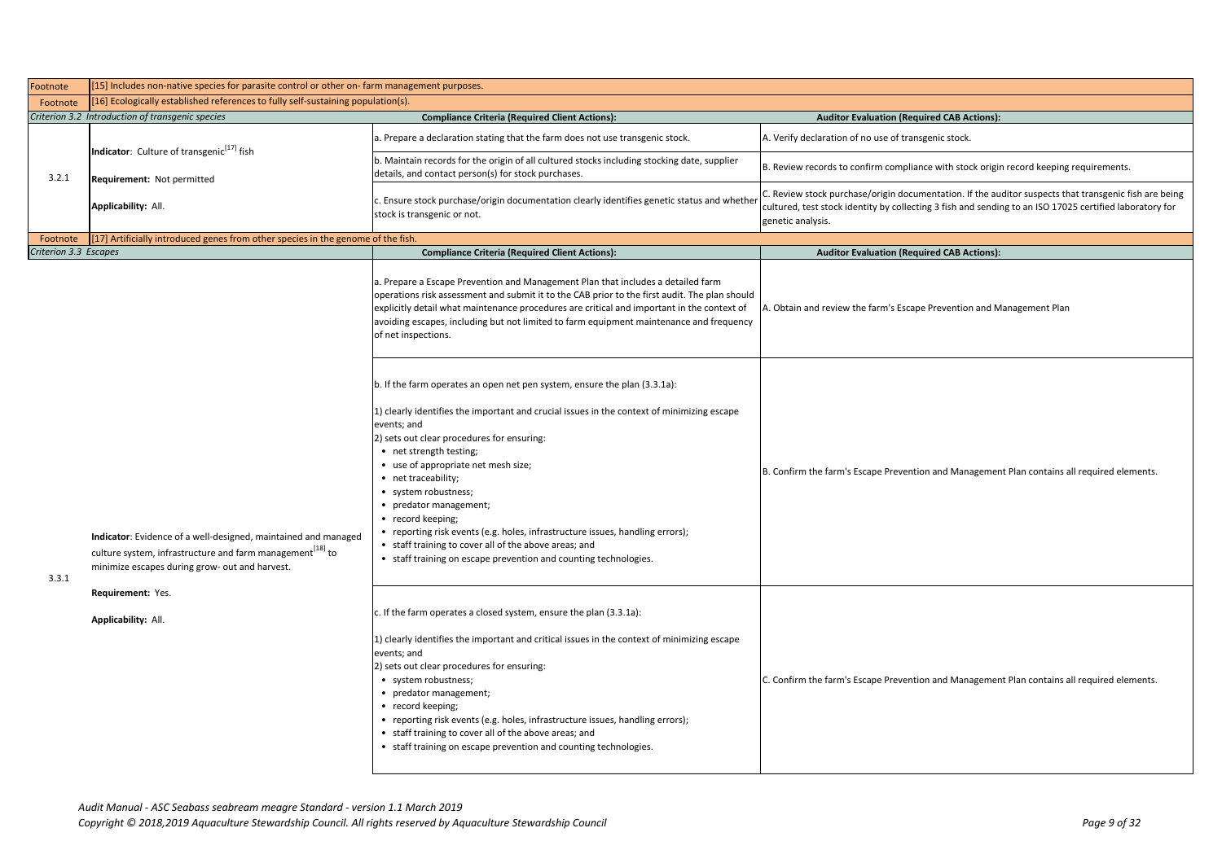| | | | |
|---|---|---|---|
| Footnote | [15] Includes non-native species for parasite control or other on- farm management purposes. | | |
| Footnote | [16] Ecologically established references to fully self-sustaining population(s). | | |
| *Criterion 3.2 Introduction of transgenic species* | | **Compliance Criteria (Required Client Actions):** | **Auditor Evaluation (Required CAB Actions):** |
| 3.2.1 | **Indicator**: Culture of transgenic[17] fish<br><br>**Requirement:** Not permitted<br><br>**Applicability:** All. | a. Prepare a declaration stating that the farm does not use transgenic stock. | A. Verify declaration of no use of transgenic stock. |
| | | b. Maintain records for the origin of all cultured stocks including stocking date, supplier details, and contact person(s) for stock purchases. | B. Review records to confirm compliance with stock origin record keeping requirements. |
| | | c. Ensure stock purchase/origin documentation clearly identifies genetic status and whether stock is transgenic or not. | C. Review stock purchase/origin documentation. If the auditor suspects that transgenic fish are being cultured, test stock identity by collecting 3 fish and sending to an ISO 17025 certified laboratory for genetic analysis. |
| Footnote | [17] Artificially introduced genes from other species in the genome of the fish. | | |
| *Criterion 3.3 Escapes* | | **Compliance Criteria (Required Client Actions):** | **Auditor Evaluation (Required CAB Actions):** |
| 3.3.1 | **Indicator**: Evidence of a well-designed, maintained and managed culture system, infrastructure and farm management[18] to minimize escapes during grow- out and harvest.<br><br>**Requirement:** Yes.<br><br>**Applicability:** All. | a. Prepare a Escape Prevention and Management Plan that includes a detailed farm operations risk assessment and submit it to the CAB prior to the first audit. The plan should explicitly detail what maintenance procedures are critical and important in the context of avoiding escapes, including but not limited to farm equipment maintenance and frequency of net inspections. | A. Obtain and review the farm's Escape Prevention and Management Plan |
| | | b. If the farm operates an open net pen system, ensure the plan (3.3.1a):<br><br>1) clearly identifies the important and crucial issues in the context of minimizing escape events; and<br>2) sets out clear procedures for ensuring:<br>• net strength testing;<br>• use of appropriate net mesh size;<br>• net traceability;<br>• system robustness;<br>• predator management;<br>• record keeping;<br>• reporting risk events (e.g. holes, infrastructure issues, handling errors);<br>• staff training to cover all of the above areas; and<br>• staff training on escape prevention and counting technologies. | B. Confirm the farm's Escape Prevention and Management Plan contains all required elements. |
| | | c. If the farm operates a closed system, ensure the plan (3.3.1a):<br><br>1) clearly identifies the important and critical issues in the context of minimizing escape events; and<br>2) sets out clear procedures for ensuring:<br>• system robustness;<br>• predator management;<br>• record keeping;<br>• reporting risk events (e.g. holes, infrastructure issues, handling errors);<br>• staff training to cover all of the above areas; and<br>• staff training on escape prevention and counting technologies. | C. Confirm the farm's Escape Prevention and Management Plan contains all required elements. |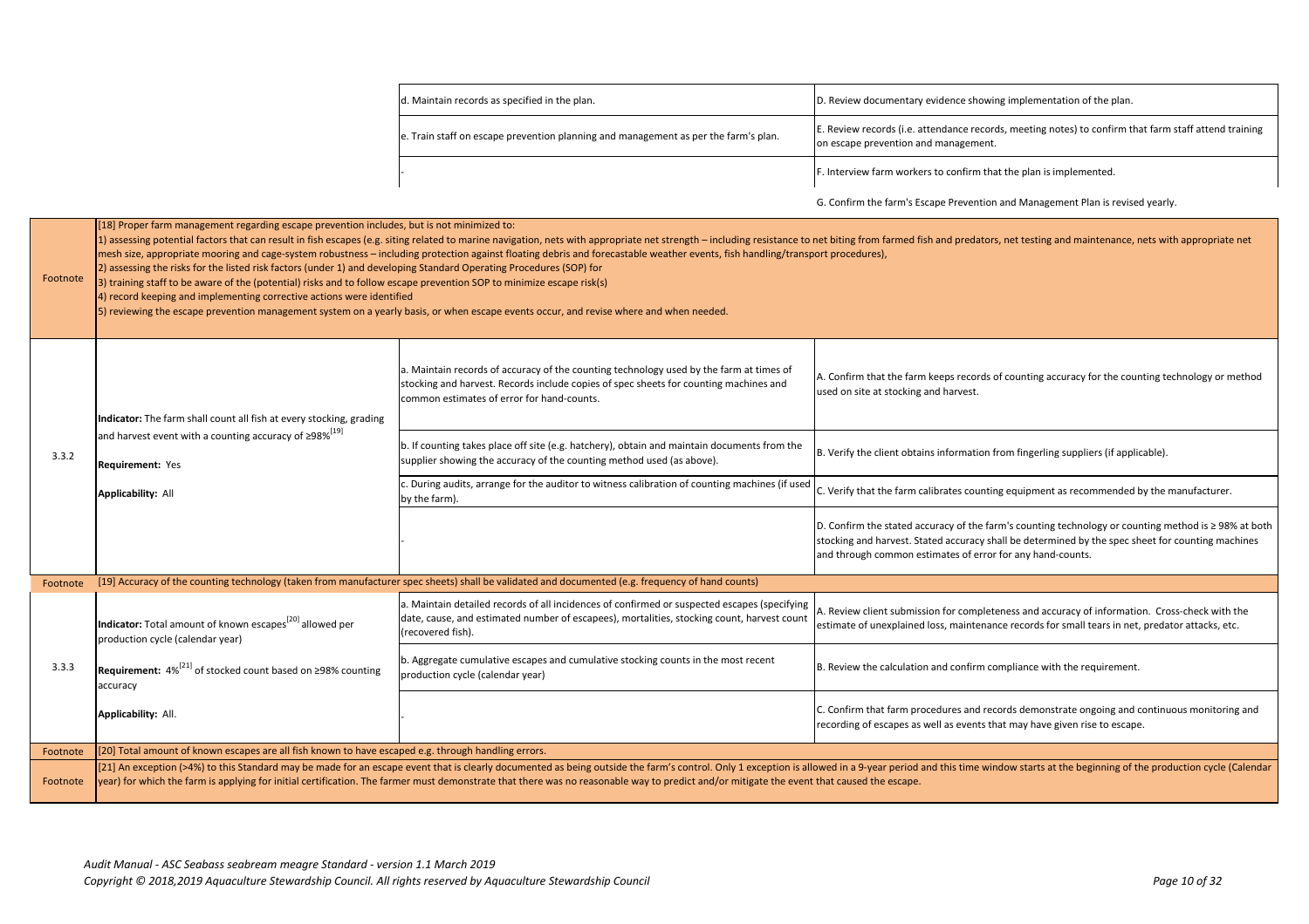| | | | |
|---|---|---|---|
| | | d. Maintain records as specified in the plan. | D. Review documentary evidence showing implementation of the plan. |
| | | e. Train staff on escape prevention planning and management as per the farm's plan. | E. Review records (i.e. attendance records, meeting notes) to confirm that farm staff attend training on escape prevention and management. |
| | | - | F. Interview farm workers to confirm that the plan is implemented. |
| | | | G. Confirm the farm's Escape Prevention and Management Plan is revised yearly. |
| Footnote | [18] Proper farm management regarding escape prevention includes, but is not minimized to:<br>1) assessing potential factors that can result in fish escapes (e.g. siting related to marine navigation, nets with appropriate net strength – including resistance to net biting from farmed fish and predators, net testing and maintenance, nets with appropriate net mesh size, appropriate mooring and cage-system robustness – including protection against floating debris and forecastable weather events, fish handling/transport procedures),<br>2) assessing the risks for the listed risk factors (under 1) and developing Standard Operating Procedures (SOP) for<br>3) training staff to be aware of the (potential) risks and to follow escape prevention SOP to minimize escape risk(s)<br>4) record keeping and implementing corrective actions were identified<br>5) reviewing the escape prevention management system on a yearly basis, or when escape events occur, and revise where and when needed. | | |
| 3.3.2 | **Indicator:** The farm shall count all fish at every stocking, grading and harvest event with a counting accuracy of ≥98%[19]<br><br>**Requirement:** Yes<br><br>**Applicability:** All | a. Maintain records of accuracy of the counting technology used by the farm at times of stocking and harvest. Records include copies of spec sheets for counting machines and common estimates of error for hand-counts. | A. Confirm that the farm keeps records of counting accuracy for the counting technology or method used on site at stocking and harvest. |
| | | b. If counting takes place off site (e.g. hatchery), obtain and maintain documents from the supplier showing the accuracy of the counting method used (as above). | B. Verify the client obtains information from fingerling suppliers (if applicable). |
| | | c. During audits, arrange for the auditor to witness calibration of counting machines (if used by the farm). | C. Verify that the farm calibrates counting equipment as recommended by the manufacturer. |
| | | - | D. Confirm the stated accuracy of the farm's counting technology or counting method is ≥ 98% at both stocking and harvest. Stated accuracy shall be determined by the spec sheet for counting machines and through common estimates of error for any hand-counts. |
| Footnote | [19] Accuracy of the counting technology (taken from manufacturer spec sheets) shall be validated and documented (e.g. frequency of hand counts) | | |
| 3.3.3 | **Indicator:** Total amount of known escapes[20] allowed per production cycle (calendar year)<br><br>**Requirement:** 4%[21] of stocked count based on ≥98% counting accuracy<br><br>**Applicability:** All. | a. Maintain detailed records of all incidences of confirmed or suspected escapes (specifying date, cause, and estimated number of escapees), mortalities, stocking count, harvest count (recovered fish). | A. Review client submission for completeness and accuracy of information. Cross-check with the estimate of unexplained loss, maintenance records for small tears in net, predator attacks, etc. |
| | | b. Aggregate cumulative escapes and cumulative stocking counts in the most recent production cycle (calendar year) | B. Review the calculation and confirm compliance with the requirement. |
| | | - | C. Confirm that farm procedures and records demonstrate ongoing and continuous monitoring and recording of escapes as well as events that may have given rise to escape. |
| Footnote | [20] Total amount of known escapes are all fish known to have escaped e.g. through handling errors. | | |
| Footnote | [21] An exception (>4%) to this Standard may be made for an escape event that is clearly documented as being outside the farm's control. Only 1 exception is allowed in a 9-year period and this time window starts at the beginning of the production cycle (Calendar year) for which the farm is applying for initial certification. The farmer must demonstrate that there was no reasonable way to predict and/or mitigate the event that caused the escape. | | |

*Audit Manual - ASC Seabass seabream meagre Standard - version 1.1 March 2019*
*Copyright © 2018,2019 Aquaculture Stewardship Council. All rights reserved by Aquaculture Stewardship Council*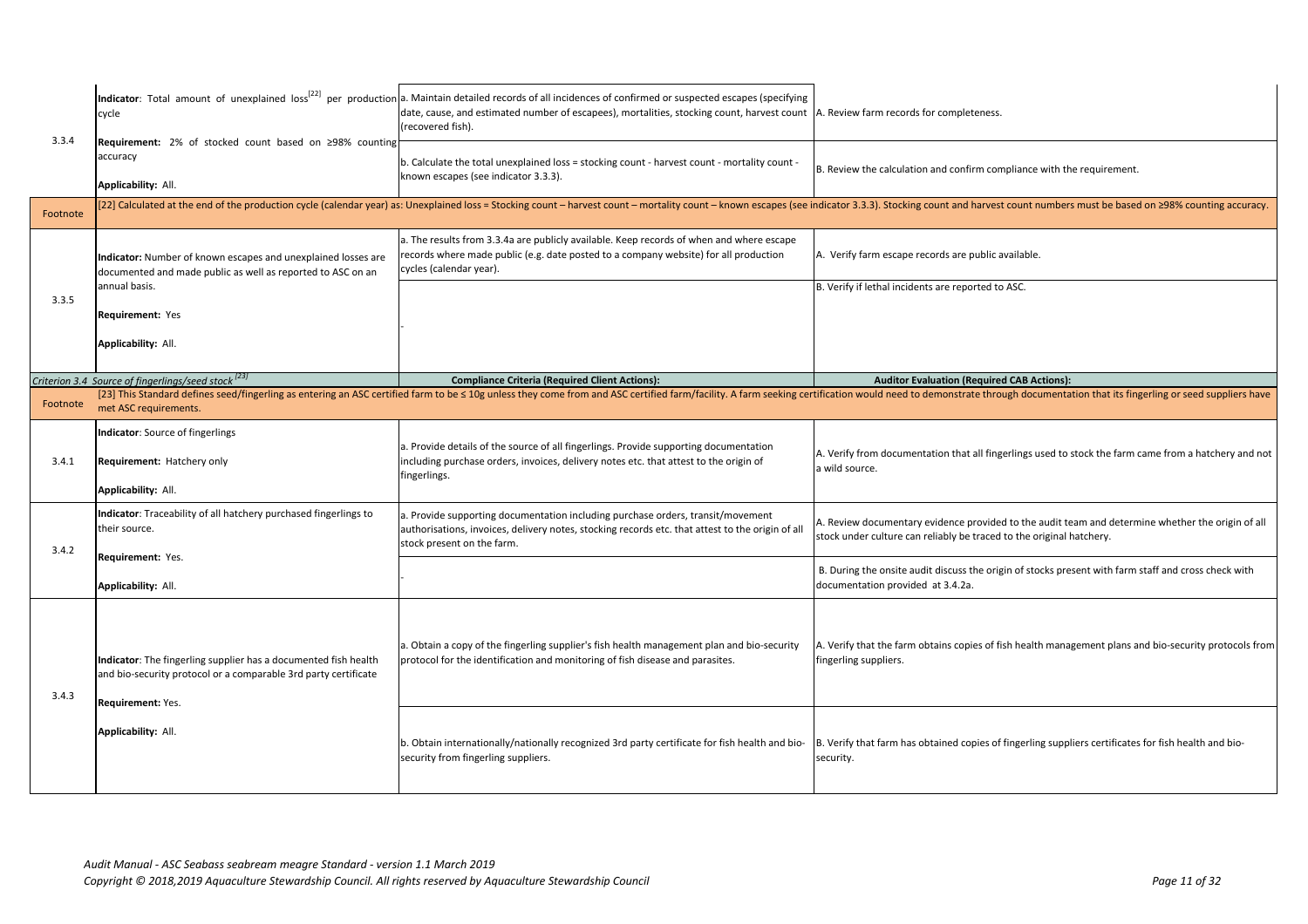| | | | |
|---|---|---|---|
| 3.3.4 | **Indicator**: Total amount of unexplained loss[22] per production cycle<br><br>**Requirement:** 2% of stocked count based on ≥98% counting accuracy<br><br>**Applicability:** All. | a. Maintain detailed records of all incidences of confirmed or suspected escapes (specifying date, cause, and estimated number of escapees), mortalities, stocking count, harvest count (recovered fish). | A. Review farm records for completeness. |
| | | b. Calculate the total unexplained loss = stocking count - harvest count - mortality count - known escapes (see indicator 3.3.3). | B. Review the calculation and confirm compliance with the requirement. |
| Footnote | [22] Calculated at the end of the production cycle (calendar year) as: Unexplained loss = Stocking count – harvest count – mortality count – known escapes (see indicator 3.3.3). Stocking count and harvest count numbers must be based on ≥98% counting accuracy. | | |
| 3.3.5 | **Indicator:** Number of known escapes and unexplained losses are documented and made public as well as reported to ASC on an annual basis.<br><br>**Requirement:** Yes<br><br>**Applicability:** All. | a. The results from 3.3.4a are publicly available. Keep records of when and where escape records where made public (e.g. date posted to a company website) for all production cycles (calendar year). | A. Verify farm escape records are public available. |
| | | - | B. Verify if lethal incidents are reported to ASC. |
| *Criterion 3.4 Source of fingerlings/seed stock* [23] | | **Compliance Criteria (Required Client Actions):** | **Auditor Evaluation (Required CAB Actions):** |
| Footnote | [23] This Standard defines seed/fingerling as entering an ASC certified farm to be ≤ 10g unless they come from and ASC certified farm/facility. A farm seeking certification would need to demonstrate through documentation that its fingerling or seed suppliers have met ASC requirements. | | |
| 3.4.1 | **Indicator**: Source of fingerlings<br><br>**Requirement:** Hatchery only<br><br>**Applicability:** All. | a. Provide details of the source of all fingerlings. Provide supporting documentation including purchase orders, invoices, delivery notes etc. that attest to the origin of fingerlings. | A. Verify from documentation that all fingerlings used to stock the farm came from a hatchery and not a wild source. |
| 3.4.2 | **Indicator**: Traceability of all hatchery purchased fingerlings to their source.<br><br>**Requirement:** Yes.<br><br>**Applicability:** All. | a. Provide supporting documentation including purchase orders, transit/movement authorisations, invoices, delivery notes, stocking records etc. that attest to the origin of all stock present on the farm. | A. Review documentary evidence provided to the audit team and determine whether the origin of all stock under culture can reliably be traced to the original hatchery. |
| | | - | B. During the onsite audit discuss the origin of stocks present with farm staff and cross check with documentation provided at 3.4.2a. |
| 3.4.3 | **Indicator**: The fingerling supplier has a documented fish health and bio-security protocol or a comparable 3rd party certificate<br><br>**Requirement:** Yes.<br><br>**Applicability:** All. | a. Obtain a copy of the fingerling supplier's fish health management plan and bio-security protocol for the identification and monitoring of fish disease and parasites. | A. Verify that the farm obtains copies of fish health management plans and bio-security protocols from fingerling suppliers. |
| | | b. Obtain internationally/nationally recognized 3rd party certificate for fish health and bio-security from fingerling suppliers. | B. Verify that farm has obtained copies of fingerling suppliers certificates for fish health and bio-security. |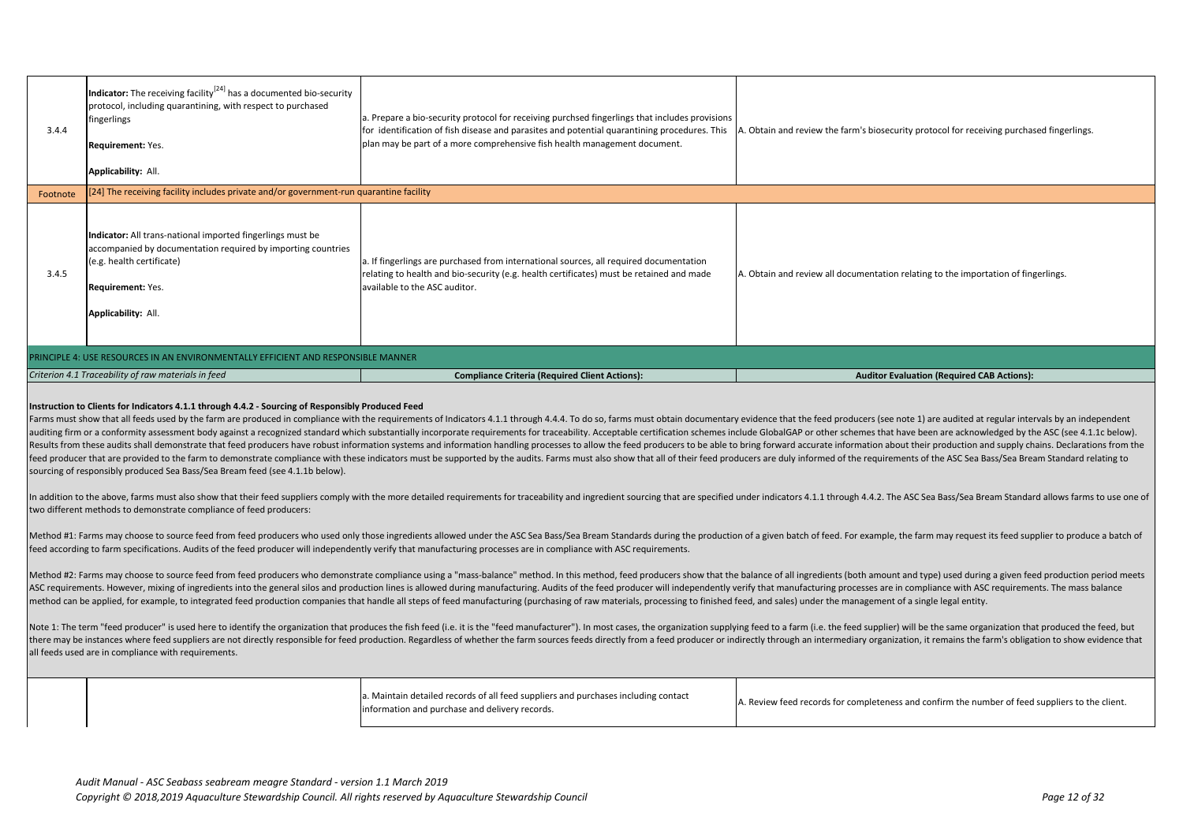| | | | |
|---|---|---|---|
| 3.4.4 | **Indicator:** The receiving facility[24] has a documented bio-security protocol, including quarantining, with respect to purchased fingerlings<br><br>**Requirement:** Yes.<br><br>**Applicability:** All. | a. Prepare a bio-security protocol for receiving purchsed fingerlings that includes provisions for identification of fish disease and parasites and potential quarantining procedures. This plan may be part of a more comprehensive fish health management document. | A. Obtain and review the farm's biosecurity protocol for receiving purchased fingerlings. |
| Footnote | [24] The receiving facility includes private and/or government-run quarantine facility | | |
| 3.4.5 | **Indicator:** All trans-national imported fingerlings must be accompanied by documentation required by importing countries (e.g. health certificate)<br><br>**Requirement:** Yes.<br><br>**Applicability:** All. | a. If fingerlings are purchased from international sources, all required documentation relating to health and bio-security (e.g. health certificates) must be retained and made available to the ASC auditor. | A. Obtain and review all documentation relating to the importation of fingerlings. |

## PRINCIPLE 4: USE RESOURCES IN AN ENVIRONMENTALLY EFFICIENT AND RESPONSIBLE MANNER

| *Criterion 4.1 Traceability of raw materials in feed* | **Compliance Criteria (Required Client Actions):** | **Auditor Evaluation (Required CAB Actions):** |
|---|---|---|

**Instruction to Clients for Indicators 4.1.1 through 4.4.2 - Sourcing of Responsibly Produced Feed**

Farms must show that all feeds used by the farm are produced in compliance with the requirements of Indicators 4.1.1 through 4.4.4. To do so, farms must obtain documentary evidence that the feed producers (see note 1) are audited at regular intervals by an independent auditing firm or a conformity assessment body against a recognized standard which substantially incorporate requirements for traceability. Acceptable certification schemes include GlobalGAP or other schemes that have been are acknowledged by the ASC (see 4.1.1c below). Results from these audits shall demonstrate that feed producers have robust information systems and information handling processes to allow the feed producers to be able to bring forward accurate information about their production and supply chains. Declarations from the feed producer that are provided to the farm to demonstrate compliance with these indicators must be supported by the audits. Farms must also show that all of their feed producers are duly informed of the requirements of the ASC Sea Bass/Sea Bream Standard relating to sourcing of responsibly produced Sea Bass/Sea Bream feed (see 4.1.1b below).

In addition to the above, farms must also show that their feed suppliers comply with the more detailed requirements for traceability and ingredient sourcing that are specified under indicators 4.1.1 through 4.4.2. The ASC Sea Bass/Sea Bream Standard allows farms to use one of two different methods to demonstrate compliance of feed producers:

Method #1: Farms may choose to source feed from feed producers who used only those ingredients allowed under the ASC Sea Bass/Sea Bream Standards during the production of a given batch of feed. For example, the farm may request its feed supplier to produce a batch of feed according to farm specifications. Audits of the feed producer will independently verify that manufacturing processes are in compliance with ASC requirements.

Method #2: Farms may choose to source feed from feed producers who demonstrate compliance using a "mass-balance" method. In this method, feed producers show that the balance of all ingredients (both amount and type) used during a given feed production period meets ASC requirements. However, mixing of ingredients into the general silos and production lines is allowed during manufacturing. Audits of the feed producer will independently verify that manufacturing processes are in compliance with ASC requirements. The mass balance method can be applied, for example, to integrated feed production companies that handle all steps of feed manufacturing (purchasing of raw materials, processing to finished feed, and sales) under the management of a single legal entity.

Note 1: The term "feed producer" is used here to identify the organization that produces the fish feed (i.e. it is the "feed manufacturer"). In most cases, the organization supplying feed to a farm (i.e. the feed supplier) will be the same organization that produced the feed, but there may be instances where feed suppliers are not directly responsible for feed production. Regardless of whether the farm sources feeds directly from a feed producer or indirectly through an intermediary organization, it remains the farm's obligation to show evidence that all feeds used are in compliance with requirements.

| | | | |
|---|---|---|---|
| | | a. Maintain detailed records of all feed suppliers and purchases including contact information and purchase and delivery records. | A. Review feed records for completeness and confirm the number of feed suppliers to the client. |

*Audit Manual - ASC Seabass seabream meagre Standard - version 1.1 March 2019*
*Copyright © 2018,2019 Aquaculture Stewardship Council. All rights reserved by Aquaculture Stewardship Council*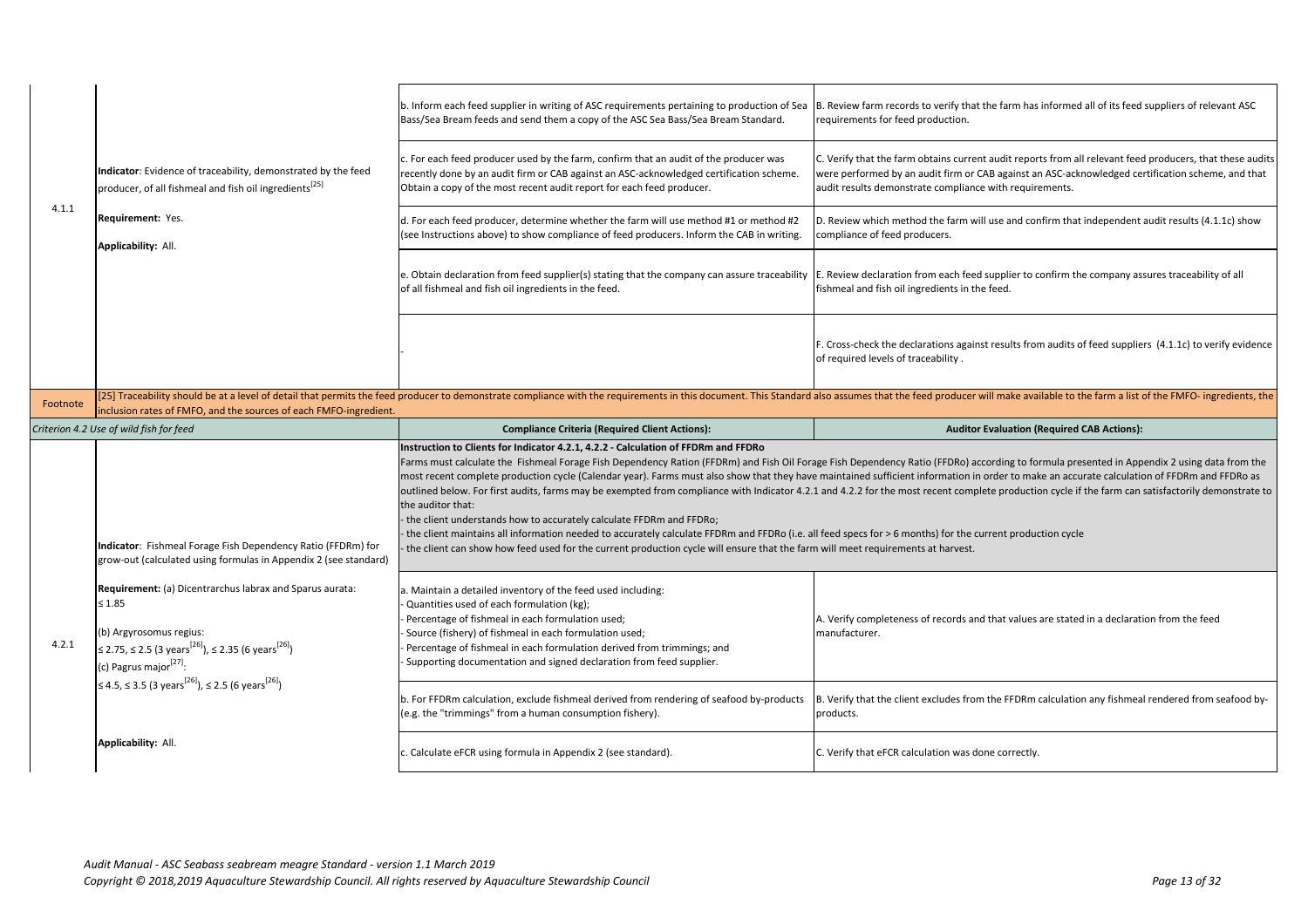| | | | |
|---|---|---|---|
| 4.1.1 | **Indicator**: Evidence of traceability, demonstrated by the feed producer, of all fishmeal and fish oil ingredients[25]<br><br>**Requirement:** Yes.<br><br>**Applicability:** All. | b. Inform each feed supplier in writing of ASC requirements pertaining to production of Sea Bass/Sea Bream feeds and send them a copy of the ASC Sea Bass/Sea Bream Standard. | B. Review farm records to verify that the farm has informed all of its feed suppliers of relevant ASC requirements for feed production. |
| | | c. For each feed producer used by the farm, confirm that an audit of the producer was recently done by an audit firm or CAB against an ASC-acknowledged certification scheme. Obtain a copy of the most recent audit report for each feed producer. | C. Verify that the farm obtains current audit reports from all relevant feed producers, that these audits were performed by an audit firm or CAB against an ASC-acknowledged certification scheme, and that audit results demonstrate compliance with requirements. |
| | | d. For each feed producer, determine whether the farm will use method #1 or method #2 (see Instructions above) to show compliance of feed producers. Inform the CAB in writing. | D. Review which method the farm will use and confirm that independent audit results (4.1.1c) show compliance of feed producers. |
| | | e. Obtain declaration from feed supplier(s) stating that the company can assure traceability of all fishmeal and fish oil ingredients in the feed. | E. Review declaration from each feed supplier to confirm the company assures traceability of all fishmeal and fish oil ingredients in the feed. |
| | | - | F. Cross-check the declarations against results from audits of feed suppliers (4.1.1c) to verify evidence of required levels of traceability . |
| Footnote | [25] Traceability should be at a level of detail that permits the feed producer to demonstrate compliance with the requirements in this document. This Standard also assumes that the feed producer will make available to the farm a list of the FMFO- ingredients, the inclusion rates of FMFO, and the sources of each FMFO-ingredient. | | |
| *Criterion 4.2 Use of wild fish for feed* | | **Compliance Criteria (Required Client Actions):** | **Auditor Evaluation (Required CAB Actions):** |
| 4.2.1 | **Indicator**: Fishmeal Forage Fish Dependency Ratio (FFDRm) for grow-out (calculated using formulas in Appendix 2 (see standard)<br><br>**Requirement:** (a) Dicentrarchus labrax and Sparus aurata: ≤ 1.85<br><br>(b) Argyrosomus regius:<br>≤ 2.75, ≤ 2.5 (3 years[26]), ≤ 2.35 (6 years[26])<br>(c) Pagrus major[27]:<br>≤ 4.5, ≤ 3.5 (3 years[26]), ≤ 2.5 (6 years[26])<br><br>**Applicability:** All. | **Instruction to Clients for Indicator 4.2.1, 4.2.2 - Calculation of FFDRm and FFDRo**<br>Farms must calculate the Fishmeal Forage Fish Dependency Ration (FFDRm) and Fish Oil Forage Fish Dependency Ratio (FFDRo) according to formula presented in Appendix 2 using data from the most recent complete production cycle (Calendar year). Farms must also show that they have maintained sufficient information in order to make an accurate calculation of FFDRm and FFDRo as outlined below. For first audits, farms may be exempted from compliance with Indicator 4.2.1 and 4.2.2 for the most recent complete production cycle if the farm can satisfactorily demonstrate to the auditor that:<br>- the client understands how to accurately calculate FFDRm and FFDRo;<br>- the client maintains all information needed to accurately calculate FFDRm and FFDRo (i.e. all feed specs for > 6 months) for the current production cycle<br>- the client can show how feed used for the current production cycle will ensure that the farm will meet requirements at harvest. | |
| | | a. Maintain a detailed inventory of the feed used including:<br>- Quantities used of each formulation (kg);<br>- Percentage of fishmeal in each formulation used;<br>- Source (fishery) of fishmeal in each formulation used;<br>- Percentage of fishmeal in each formulation derived from trimmings; and<br>- Supporting documentation and signed declaration from feed supplier. | A. Verify completeness of records and that values are stated in a declaration from the feed manufacturer. |
| | | b. For FFDRm calculation, exclude fishmeal derived from rendering of seafood by-products (e.g. the "trimmings" from a human consumption fishery). | B. Verify that the client excludes from the FFDRm calculation any fishmeal rendered from seafood by-products. |
| | | c. Calculate eFCR using formula in Appendix 2 (see standard). | C. Verify that eFCR calculation was done correctly. |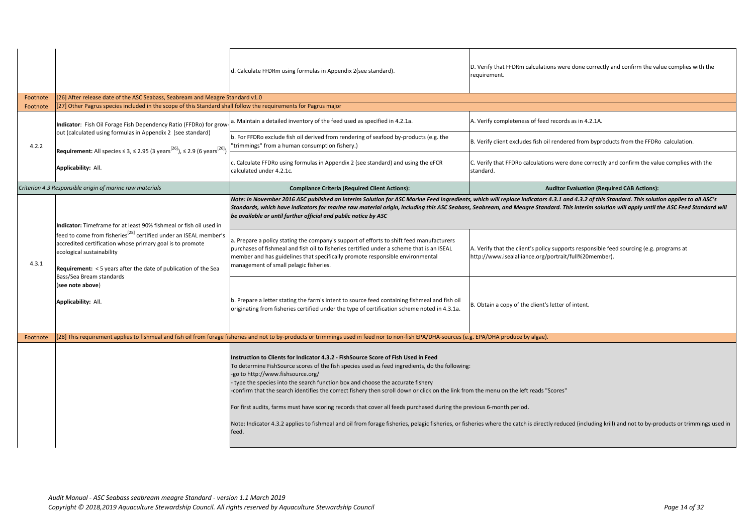| | | | |
|---|---|---|---|
| | | d. Calculate FFDRm using formulas in Appendix 2(see standard). | D. Verify that FFDRm calculations were done correctly and confirm the value complies with the requirement. |
| Footnote | [26] After release date of the ASC Seabass, Seabream and Meagre Standard v1.0 | | |
| Footnote | [27] Other Pagrus species included in the scope of this Standard shall follow the requirements for Pagrus major | | |
| 4.2.2 | **Indicator**: Fish Oil Forage Fish Dependency Ratio (FFDRo) for grow-out (calculated using formulas in Appendix 2 (see standard)<br><br>**Requirement:** All species ≤ 3, ≤ 2.95 (3 years[26]), ≤ 2.9 (6 years[26])<br><br>**Applicability:** All. | a. Maintain a detailed inventory of the feed used as specified in 4.2.1a. | A. Verify completeness of feed records as in 4.2.1A. |
| | | b. For FFDRo exclude fish oil derived from rendering of seafood by-products (e.g. the "trimmings" from a human consumption fishery.) | B. Verify client excludes fish oil rendered from byproducts from the FFDRo calculation. |
| | | c. Calculate FFDRo using formulas in Appendix 2 (see standard) and using the eFCR calculated under 4.2.1c. | C. Verify that FFDRo calculations were done correctly and confirm the value complies with the standard. |
| *Criterion 4.3 Responsible origin of marine raw materials* | | **Compliance Criteria (Required Client Actions):** | **Auditor Evaluation (Required CAB Actions):** |
| 4.3.1 | **Indicator:** Timeframe for at least 90% fishmeal or fish oil used in feed to come from fisheries[28] certified under an ISEAL member's accredited certification whose primary goal is to promote ecological sustainability<br><br>**Requirement:** < 5 years after the date of publication of the Sea Bass/Sea Bream standards<br>(**see note above**)<br><br>**Applicability:** All. | ***Note: In November 2016 ASC published an Interim Solution for ASC Marine Feed Ingredients, which will replace indicators 4.3.1 and 4.3.2 of this Standard. This solution applies to all ASC's Standards, which have indicators for marine raw material origin, including this ASC Seabass, Seabream, and Meagre Standard. This interim solution will apply until the ASC Feed Standard will be available or until further official and public notice by ASC*** | |
| | | a. Prepare a policy stating the company's support of efforts to shift feed manufacturers purchases of fishmeal and fish oil to fisheries certified under a scheme that is an ISEAL member and has guidelines that specifically promote responsible environmental management of small pelagic fisheries. | A. Verify that the client's policy supports responsible feed sourcing (e.g. programs at http://www.isealalliance.org/portrait/full%20member). |
| | | b. Prepare a letter stating the farm's intent to source feed containing fishmeal and fish oil originating from fisheries certified under the type of certification scheme noted in 4.3.1a. | B. Obtain a copy of the client's letter of intent. |
| Footnote | [28] This requirement applies to fishmeal and fish oil from forage fisheries and not to by-products or trimmings used in feed nor to non-fish EPA/DHA-sources (e.g. EPA/DHA produce by algae). | | |
| | | **Instruction to Clients for Indicator 4.3.2 - FishSource Score of Fish Used in Feed**<br>To determine FishSource scores of the fish species used as feed ingredients, do the following:<br>-go to http://www.fishsource.org/<br>- type the species into the search function box and choose the accurate fishery<br>-confirm that the search identifies the correct fishery then scroll down or click on the link from the menu on the left reads "Scores"<br><br>For first audits, farms must have scoring records that cover all feeds purchased during the previous 6-month period.<br><br>Note: Indicator 4.3.2 applies to fishmeal and oil from forage fisheries, pelagic fisheries, or fisheries where the catch is directly reduced (including krill) and not to by-products or trimmings used in feed. | |

*Audit Manual - ASC Seabass seabream meagre Standard - version 1.1 March 2019*
*Copyright © 2018,2019 Aquaculture Stewardship Council. All rights reserved by Aquaculture Stewardship Council*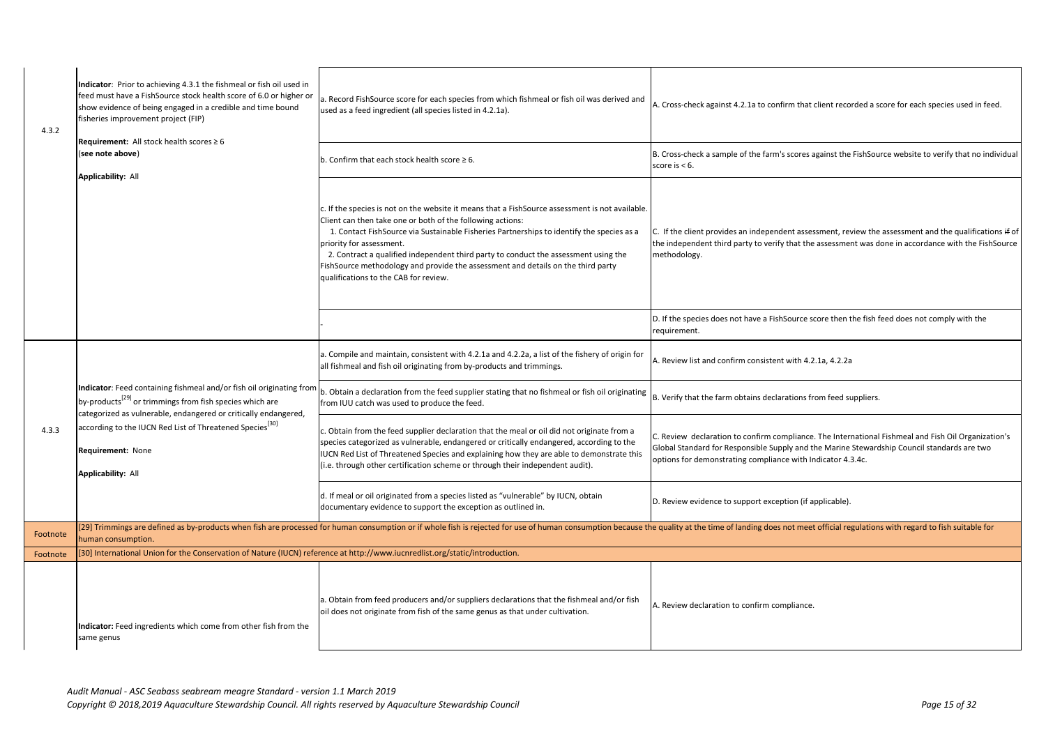| | | | |
|---|---|---|---|
| 4.3.2 | **Indicator**: Prior to achieving 4.3.1 the fishmeal or fish oil used in feed must have a FishSource stock health score of 6.0 or higher or show evidence of being engaged in a credible and time bound fisheries improvement project (FIP)<br><br>**Requirement:** All stock health scores ≥ 6<br>(**see note above**)<br><br>**Applicability:** All | a. Record FishSource score for each species from which fishmeal or fish oil was derived and used as a feed ingredient (all species listed in 4.2.1a). | A. Cross-check against 4.2.1a to confirm that client recorded a score for each species used in feed. |
| | | b. Confirm that each stock health score ≥ 6. | B. Cross-check a sample of the farm's scores against the FishSource website to verify that no individual score is < 6. |
| | | c. If the species is not on the website it means that a FishSource assessment is not available. Client can then take one or both of the following actions:<br>1. Contact FishSource via Sustainable Fisheries Partnerships to identify the species as a priority for assessment.<br>2. Contract a qualified independent third party to conduct the assessment using the FishSource methodology and provide the assessment and details on the third party qualifications to the CAB for review. | C. If the client provides an independent assessment, review the assessment and the qualifications ~~if~~ of the independent third party to verify that the assessment was done in accordance with the FishSource methodology. |
| | | - | D. If the species does not have a FishSource score then the fish feed does not comply with the requirement. |
| 4.3.3 | **Indicator**: Feed containing fishmeal and/or fish oil originating from by-products[29] or trimmings from fish species which are categorized as vulnerable, endangered or critically endangered, according to the IUCN Red List of Threatened Species[30]<br><br>**Requirement:** None<br><br>**Applicability:** All | a. Compile and maintain, consistent with 4.2.1a and 4.2.2a, a list of the fishery of origin for all fishmeal and fish oil originating from by-products and trimmings. | A. Review list and confirm consistent with 4.2.1a, 4.2.2a |
| | | b. Obtain a declaration from the feed supplier stating that no fishmeal or fish oil originating from IUU catch was used to produce the feed. | B. Verify that the farm obtains declarations from feed suppliers. |
| | | c. Obtain from the feed supplier declaration that the meal or oil did not originate from a species categorized as vulnerable, endangered or critically endangered, according to the IUCN Red List of Threatened Species and explaining how they are able to demonstrate this (i.e. through other certification scheme or through their independent audit). | C. Review declaration to confirm compliance. The International Fishmeal and Fish Oil Organization's Global Standard for Responsible Supply and the Marine Stewardship Council standards are two options for demonstrating compliance with Indicator 4.3.4c. |
| | | d. If meal or oil originated from a species listed as "vulnerable" by IUCN, obtain documentary evidence to support the exception as outlined in. | D. Review evidence to support exception (if applicable). |
| Footnote | [29] Trimmings are defined as by-products when fish are processed for human consumption or if whole fish is rejected for use of human consumption because the quality at the time of landing does not meet official regulations with regard to fish suitable for human consumption. | | |
| Footnote | [30] International Union for the Conservation of Nature (IUCN) reference at http://www.iucnredlist.org/static/introduction. | | |
| | **Indicator:** Feed ingredients which come from other fish from the same genus | a. Obtain from feed producers and/or suppliers declarations that the fishmeal and/or fish oil does not originate from fish of the same genus as that under cultivation. | A. Review declaration to confirm compliance. |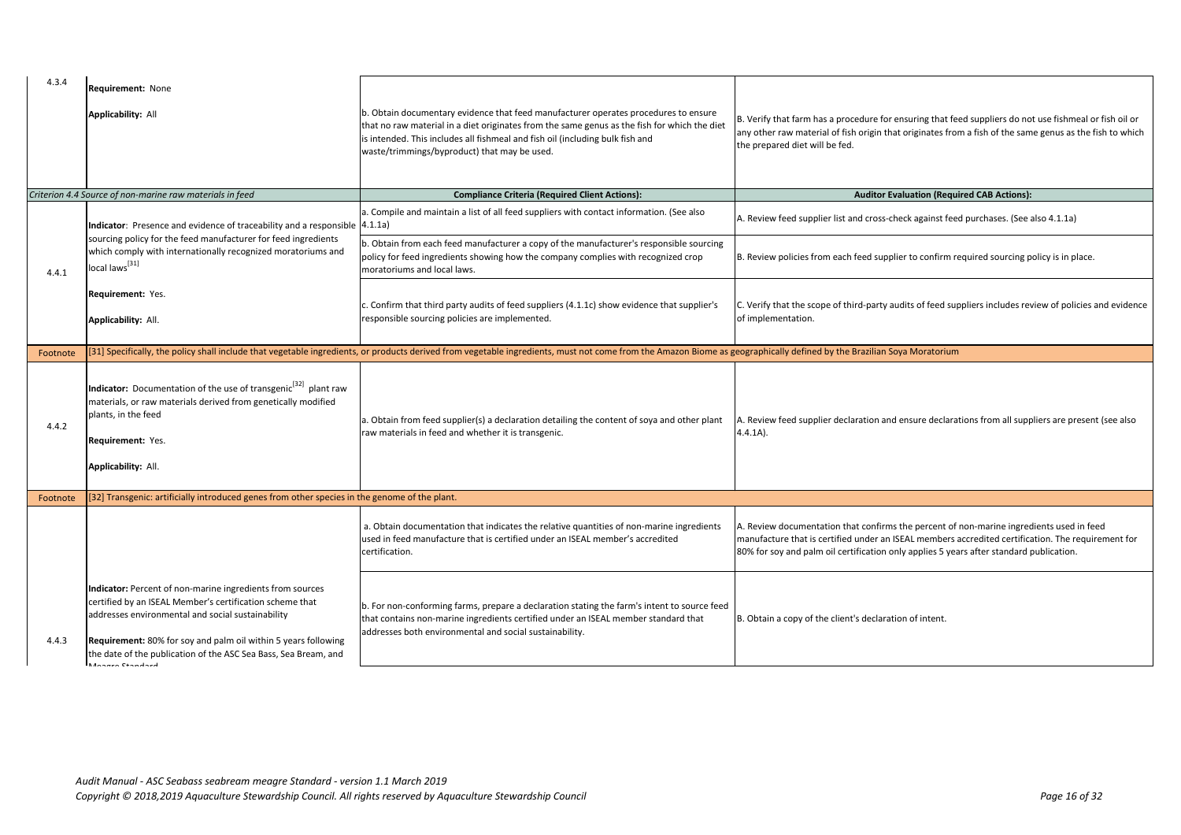| | | | |
|---|---|---|---|
| 4.3.4 | **Requirement:** None<br><br>**Applicability:** All | b. Obtain documentary evidence that feed manufacturer operates procedures to ensure that no raw material in a diet originates from the same genus as the fish for which the diet is intended. This includes all fishmeal and fish oil (including bulk fish and waste/trimmings/byproduct) that may be used. | B. Verify that farm has a procedure for ensuring that feed suppliers do not use fishmeal or fish oil or any other raw material of fish origin that originates from a fish of the same genus as the fish to which the prepared diet will be fed. |
| | *Criterion 4.4 Source of non-marine raw materials in feed* | **Compliance Criteria (Required Client Actions):** | **Auditor Evaluation (Required CAB Actions):** |
| 4.4.1 | **Indicator**: Presence and evidence of traceability and a responsible sourcing policy for the feed manufacturer for feed ingredients which comply with internationally recognized moratoriums and local laws[31]<br><br>**Requirement:** Yes.<br><br>**Applicability:** All. | a. Compile and maintain a list of all feed suppliers with contact information. (See also 4.1.1a) | A. Review feed supplier list and cross-check against feed purchases. (See also 4.1.1a) |
| | | b. Obtain from each feed manufacturer a copy of the manufacturer's responsible sourcing policy for feed ingredients showing how the company complies with recognized crop moratoriums and local laws. | B. Review policies from each feed supplier to confirm required sourcing policy is in place. |
| | | c. Confirm that third party audits of feed suppliers (4.1.1c) show evidence that supplier's responsible sourcing policies are implemented. | C. Verify that the scope of third-party audits of feed suppliers includes review of policies and evidence of implementation. |
| Footnote | [31] Specifically, the policy shall include that vegetable ingredients, or products derived from vegetable ingredients, must not come from the Amazon Biome as geographically defined by the Brazilian Soya Moratorium | | |
| 4.4.2 | **Indicator:** Documentation of the use of transgenic[32] plant raw materials, or raw materials derived from genetically modified plants, in the feed<br><br>**Requirement:** Yes.<br><br>**Applicability:** All. | a. Obtain from feed supplier(s) a declaration detailing the content of soya and other plant raw materials in feed and whether it is transgenic. | A. Review feed supplier declaration and ensure declarations from all suppliers are present (see also 4.4.1A). |
| Footnote | [32] Transgenic: artificially introduced genes from other species in the genome of the plant. | | |
| 4.4.3 | **Indicator:** Percent of non-marine ingredients from sources certified by an ISEAL Member's certification scheme that addresses environmental and social sustainability<br><br>**Requirement:** 80% for soy and palm oil within 5 years following the date of the publication of the ASC Sea Bass, Sea Bream, and Meagre Standard | a. Obtain documentation that indicates the relative quantities of non-marine ingredients used in feed manufacture that is certified under an ISEAL member's accredited certification. | A. Review documentation that confirms the percent of non-marine ingredients used in feed manufacture that is certified under an ISEAL members accredited certification. The requirement for 80% for soy and palm oil certification only applies 5 years after standard publication. |
| | | b. For non-conforming farms, prepare a declaration stating the farm's intent to source feed that contains non-marine ingredients certified under an ISEAL member standard that addresses both environmental and social sustainability. | B. Obtain a copy of the client's declaration of intent. |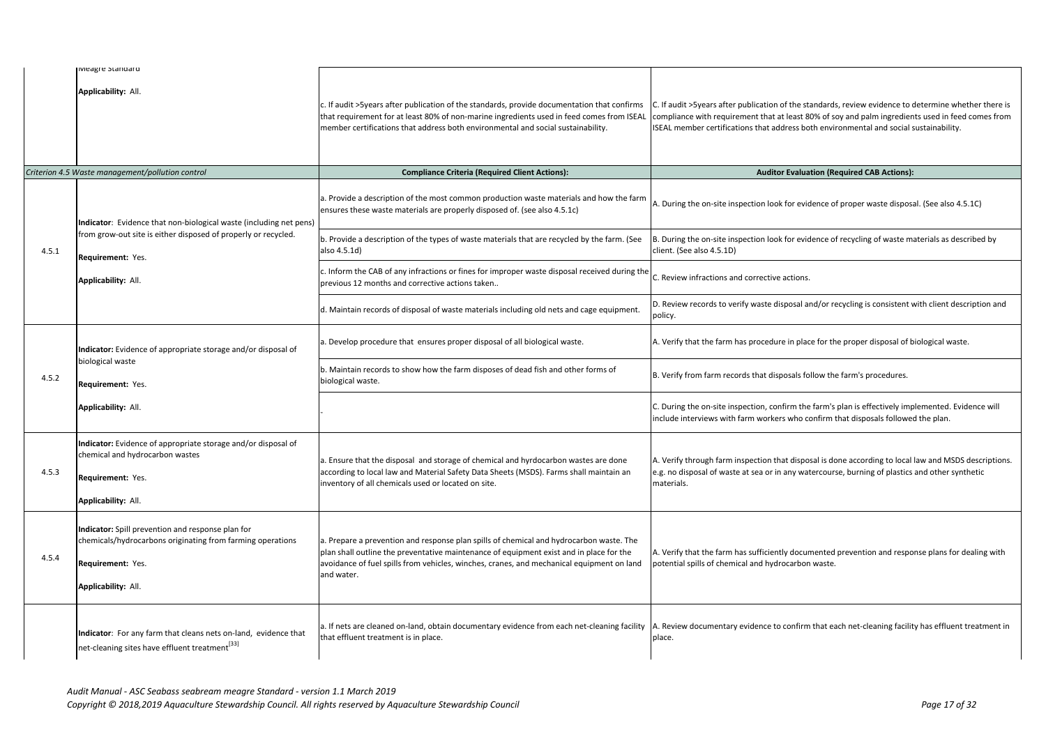| | | | |
|---|---|---|---|
| | Meagre Standard<br><br>**Applicability:** All. | c. If audit >5years after publication of the standards, provide documentation that confirms that requirement for at least 80% of non-marine ingredients used in feed comes from ISEAL member certifications that address both environmental and social sustainability. | C. If audit >5years after publication of the standards, review evidence to determine whether there is compliance with requirement that at least 80% of soy and palm ingredients used in feed comes from ISEAL member certifications that address both environmental and social sustainability. |
| *Criterion 4.5 Waste management/pollution control* | | **Compliance Criteria (Required Client Actions):** | **Auditor Evaluation (Required CAB Actions):** |
| 4.5.1 | **Indicator**: Evidence that non-biological waste (including net pens) from grow-out site is either disposed of properly or recycled.<br><br>**Requirement:** Yes.<br><br>**Applicability:** All. | a. Provide a description of the most common production waste materials and how the farm ensures these waste materials are properly disposed of. (see also 4.5.1c) | A. During the on-site inspection look for evidence of proper waste disposal. (See also 4.5.1C) |
| | | b. Provide a description of the types of waste materials that are recycled by the farm. (See also 4.5.1d) | B. During the on-site inspection look for evidence of recycling of waste materials as described by client. (See also 4.5.1D) |
| | | c. Inform the CAB of any infractions or fines for improper waste disposal received during the previous 12 months and corrective actions taken.. | C. Review infractions and corrective actions. |
| | | d. Maintain records of disposal of waste materials including old nets and cage equipment. | D. Review records to verify waste disposal and/or recycling is consistent with client description and policy. |
| 4.5.2 | **Indicator:** Evidence of appropriate storage and/or disposal of biological waste<br><br>**Requirement:** Yes.<br><br>**Applicability:** All. | a. Develop procedure that ensures proper disposal of all biological waste. | A. Verify that the farm has procedure in place for the proper disposal of biological waste. |
| | | b. Maintain records to show how the farm disposes of dead fish and other forms of biological waste. | B. Verify from farm records that disposals follow the farm's procedures. |
| | | - | C. During the on-site inspection, confirm the farm's plan is effectively implemented. Evidence will include interviews with farm workers who confirm that disposals followed the plan. |
| 4.5.3 | **Indicator:** Evidence of appropriate storage and/or disposal of chemical and hydrocarbon wastes<br><br>**Requirement:** Yes.<br><br>**Applicability:** All. | a. Ensure that the disposal and storage of chemical and hyrdocarbon wastes are done according to local law and Material Safety Data Sheets (MSDS). Farms shall maintain an inventory of all chemicals used or located on site. | A. Verify through farm inspection that disposal is done according to local law and MSDS descriptions. e.g. no disposal of waste at sea or in any watercourse, burning of plastics and other synthetic materials. |
| 4.5.4 | **Indicator:** Spill prevention and response plan for chemicals/hydrocarbons originating from farming operations<br><br>**Requirement:** Yes.<br><br>**Applicability:** All. | a. Prepare a prevention and response plan spills of chemical and hydrocarbon waste. The plan shall outline the preventative maintenance of equipment exist and in place for the avoidance of fuel spills from vehicles, winches, cranes, and mechanical equipment on land and water. | A. Verify that the farm has sufficiently documented prevention and response plans for dealing with potential spills of chemical and hydrocarbon waste. |
| | **Indicator**: For any farm that cleans nets on-land, evidence that net-cleaning sites have effluent treatment[33] | a. If nets are cleaned on-land, obtain documentary evidence from each net-cleaning facility that effluent treatment is in place. | A. Review documentary evidence to confirm that each net-cleaning facility has effluent treatment in place. |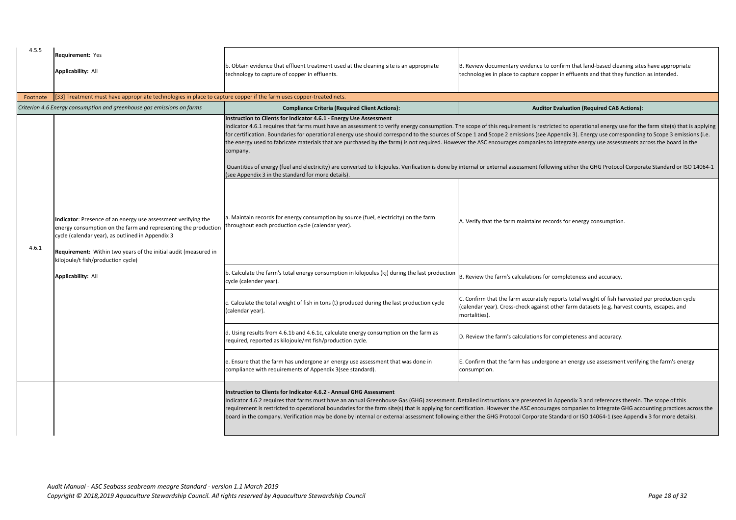| | | | |
|---|---|---|---|
| 4.5.5 | **Requirement:** Yes<br><br>**Applicability:** All | b. Obtain evidence that effluent treatment used at the cleaning site is an appropriate technology to capture of copper in effluents. | B. Review documentary evidence to confirm that land-based cleaning sites have appropriate technologies in place to capture copper in effluents and that they function as intended. |
| Footnote | [33] Treatment must have appropriate technologies in place to capture copper if the farm uses copper-treated nets. | | |
| *Criterion 4.6 Energy consumption and greenhouse gas emissions on farms* | | **Compliance Criteria (Required Client Actions):** | **Auditor Evaluation (Required CAB Actions):** |
| 4.6.1 | **Indicator**: Presence of an energy use assessment verifying the energy consumption on the farm and representing the production cycle (calendar year), as outlined in Appendix 3<br><br>**Requirement:** Within two years of the initial audit (measured in kilojoule/t fish/production cycle)<br><br>**Applicability:** All | **Instruction to Clients for Indicator 4.6.1 - Energy Use Assessment**<br>Indicator 4.6.1 requires that farms must have an assessment to verify energy consumption. The scope of this requirement is restricted to operational energy use for the farm site(s) that is applying for certification. Boundaries for operational energy use should correspond to the sources of Scope 1 and Scope 2 emissions (see Appendix 3). Energy use corresponding to Scope 3 emissions (i.e. the energy used to fabricate materials that are purchased by the farm) is not required. However the ASC encourages companies to integrate energy use assessments across the board in the company.<br><br>Quantities of energy (fuel and electricity) are converted to kilojoules. Verification is done by internal or external assessment following either the GHG Protocol Corporate Standard or ISO 14064-1 (see Appendix 3 in the standard for more details). | |
| | | a. Maintain records for energy consumption by source (fuel, electricity) on the farm throughout each production cycle (calendar year). | A. Verify that the farm maintains records for energy consumption. |
| | | b. Calculate the farm's total energy consumption in kilojoules (kj) during the last production cycle (calender year). | B. Review the farm's calculations for completeness and accuracy. |
| | | c. Calculate the total weight of fish in tons (t) produced during the last production cycle (calendar year). | C. Confirm that the farm accurately reports total weight of fish harvested per production cycle (calendar year). Cross-check against other farm datasets (e.g. harvest counts, escapes, and mortalities). |
| | | d. Using results from 4.6.1b and 4.6.1c, calculate energy consumption on the farm as required, reported as kilojoule/mt fish/production cycle. | D. Review the farm's calculations for completeness and accuracy. |
| | | e. Ensure that the farm has undergone an energy use assessment that was done in compliance with requirements of Appendix 3(see standard). | E. Confirm that the farm has undergone an energy use assessment verifying the farm's energy consumption. |
| | | **Instruction to Clients for Indicator 4.6.2 - Annual GHG Assessment**<br>Indicator 4.6.2 requires that farms must have an annual Greenhouse Gas (GHG) assessment. Detailed instructions are presented in Appendix 3 and references therein. The scope of this requirement is restricted to operational boundaries for the farm site(s) that is applying for certification. However the ASC encourages companies to integrate GHG accounting practices across the board in the company. Verification may be done by internal or external assessment following either the GHG Protocol Corporate Standard or ISO 14064-1 (see Appendix 3 for more details). | |

*Audit Manual - ASC Seabass seabream meagre Standard - version 1.1 March 2019*
*Copyright © 2018,2019 Aquaculture Stewardship Council. All rights reserved by Aquaculture Stewardship Council*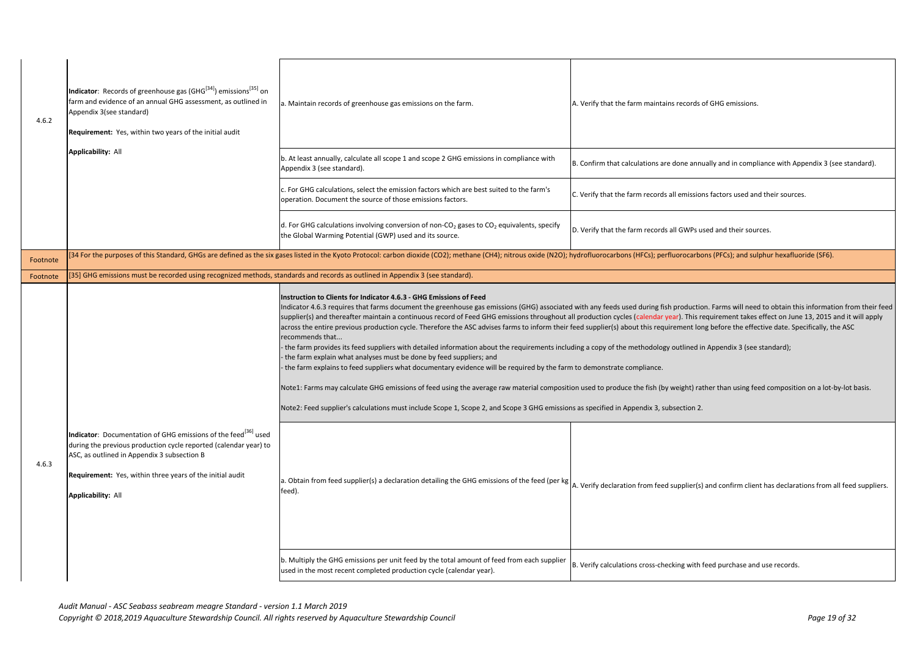| | | | |
|---|---|---|---|
| 4.6.2 | **Indicator**: Records of greenhouse gas (GHG[34]) emissions[35] on farm and evidence of an annual GHG assessment, as outlined in Appendix 3(see standard)<br><br>**Requirement:** Yes, within two years of the initial audit<br><br>**Applicability:** All | a. Maintain records of greenhouse gas emissions on the farm. | A. Verify that the farm maintains records of GHG emissions. |
| | | b. At least annually, calculate all scope 1 and scope 2 GHG emissions in compliance with Appendix 3 (see standard). | B. Confirm that calculations are done annually and in compliance with Appendix 3 (see standard). |
| | | c. For GHG calculations, select the emission factors which are best suited to the farm's operation. Document the source of those emissions factors. | C. Verify that the farm records all emissions factors used and their sources. |
| | | d. For GHG calculations involving conversion of non-$CO_2$ gases to $CO_2$ equivalents, specify the Global Warming Potential (GWP) used and its source. | D. Verify that the farm records all GWPs used and their sources. |
| Footnote | [34 For the purposes of this Standard, GHGs are defined as the six gases listed in the Kyoto Protocol: carbon dioxide (CO2); methane (CH4); nitrous oxide (N2O); hydrofluorocarbons (HFCs); perfluorocarbons (PFCs); and sulphur hexafluoride (SF6). | | |
| Footnote | [35] GHG emissions must be recorded using recognized methods, standards and records as outlined in Appendix 3 (see standard). | | |
| 4.6.3 | **Indicator**: Documentation of GHG emissions of the feed[36] used during the previous production cycle reported (calendar year) to ASC, as outlined in Appendix 3 subsection B<br><br>**Requirement:** Yes, within three years of the initial audit<br><br>**Applicability:** All | **Instruction to Clients for Indicator 4.6.3 - GHG Emissions of Feed**<br>Indicator 4.6.3 requires that farms document the greenhouse gas emissions (GHG) associated with any feeds used during fish production. Farms will need to obtain this information from their feed supplier(s) and thereafter maintain a continuous record of Feed GHG emissions throughout all production cycles (calendar year). This requirement takes effect on June 13, 2015 and it will apply across the entire previous production cycle. Therefore the ASC advises farms to inform their feed supplier(s) about this requirement long before the effective date. Specifically, the ASC recommends that...<br>- the farm provides its feed suppliers with detailed information about the requirements including a copy of the methodology outlined in Appendix 3 (see standard);<br>- the farm explain what analyses must be done by feed suppliers; and<br>- the farm explains to feed suppliers what documentary evidence will be required by the farm to demonstrate compliance.<br><br>Note1: Farms may calculate GHG emissions of feed using the average raw material composition used to produce the fish (by weight) rather than using feed composition on a lot-by-lot basis.<br><br>Note2: Feed supplier's calculations must include Scope 1, Scope 2, and Scope 3 GHG emissions as specified in Appendix 3, subsection 2. | |
| | | a. Obtain from feed supplier(s) a declaration detailing the GHG emissions of the feed (per kg feed). | A. Verify declaration from feed supplier(s) and confirm client has declarations from all feed suppliers. |
| | | b. Multiply the GHG emissions per unit feed by the total amount of feed from each supplier used in the most recent completed production cycle (calendar year). | B. Verify calculations cross-checking with feed purchase and use records. |

*Audit Manual - ASC Seabass seabream meagre Standard - version 1.1 March 2019*
*Copyright © 2018,2019 Aquaculture Stewardship Council. All rights reserved by Aquaculture Stewardship Council*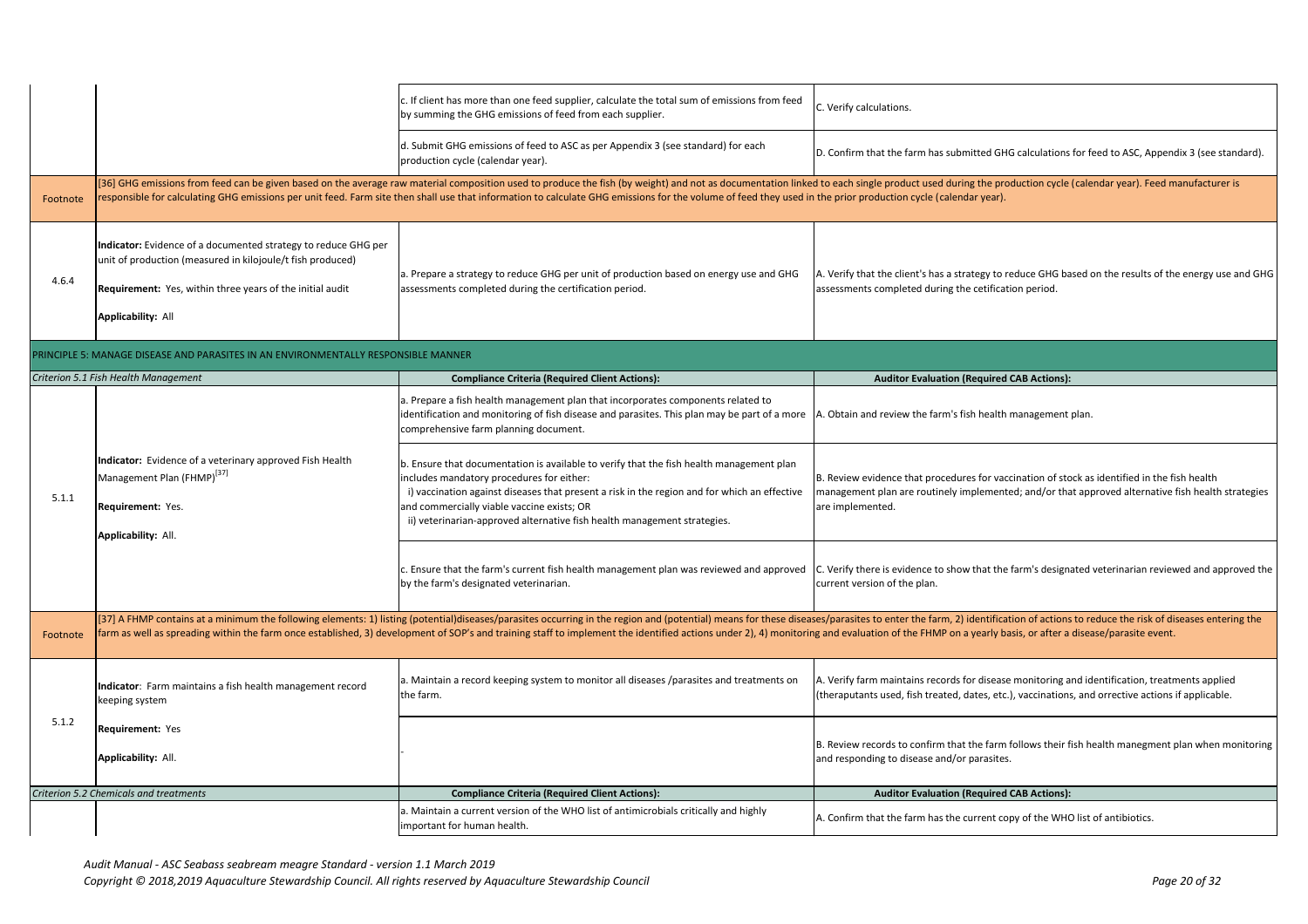| | | | |
|---|---|---|---|
| | | c. If client has more than one feed supplier, calculate the total sum of emissions from feed by summing the GHG emissions of feed from each supplier. | C. Verify calculations. |
| | | d. Submit GHG emissions of feed to ASC as per Appendix 3 (see standard) for each production cycle (calendar year). | D. Confirm that the farm has submitted GHG calculations for feed to ASC, Appendix 3 (see standard). |
| Footnote | [36] GHG emissions from feed can be given based on the average raw material composition used to produce the fish (by weight) and not as documentation linked to each single product used during the production cycle (calendar year). Feed manufacturer is responsible for calculating GHG emissions per unit feed. Farm site then shall use that information to calculate GHG emissions for the volume of feed they used in the prior production cycle (calendar year). | | |
| 4.6.4 | **Indicator:** Evidence of a documented strategy to reduce GHG per unit of production (measured in kilojoule/t fish produced)<br><br>**Requirement:** Yes, within three years of the initial audit<br><br>**Applicability:** All | a. Prepare a strategy to reduce GHG per unit of production based on energy use and GHG assessments completed during the certification period. | A. Verify that the client's has a strategy to reduce GHG based on the results of the energy use and GHG assessments completed during the cetification period. |
| PRINCIPLE 5: MANAGE DISEASE AND PARASITES IN AN ENVIRONMENTALLY RESPONSIBLE MANNER | | | |
| *Criterion 5.1 Fish Health Management* | | **Compliance Criteria (Required Client Actions):** | **Auditor Evaluation (Required CAB Actions):** |
| 5.1.1 | **Indicator:** Evidence of a veterinary approved Fish Health Management Plan (FHMP)[37]<br><br>**Requirement:** Yes.<br><br>**Applicability:** All. | a. Prepare a fish health management plan that incorporates components related to identification and monitoring of fish disease and parasites. This plan may be part of a more comprehensive farm planning document. | A. Obtain and review the farm's fish health management plan. |
| | | b. Ensure that documentation is available to verify that the fish health management plan includes mandatory procedures for either:<br>i) vaccination against diseases that present a risk in the region and for which an effective and commercially viable vaccine exists; OR<br>ii) veterinarian-approved alternative fish health management strategies. | B. Review evidence that procedures for vaccination of stock as identified in the fish health management plan are routinely implemented; and/or that approved alternative fish health strategies are implemented. |
| | | c. Ensure that the farm's current fish health management plan was reviewed and approved by the farm's designated veterinarian. | C. Verify there is evidence to show that the farm's designated veterinarian reviewed and approved the current version of the plan. |
| Footnote | [37] A FHMP contains at a minimum the following elements: 1) listing (potential)diseases/parasites occurring in the region and (potential) means for these diseases/parasites to enter the farm, 2) identification of actions to reduce the risk of diseases entering the farm as well as spreading within the farm once established, 3) development of SOP's and training staff to implement the identified actions under 2), 4) monitoring and evaluation of the FHMP on a yearly basis, or after a disease/parasite event. | | |
| 5.1.2 | **Indicator**: Farm maintains a fish health management record keeping system<br><br>**Requirement:** Yes<br><br>**Applicability:** All. | a. Maintain a record keeping system to monitor all diseases /parasites and treatments on the farm. | A. Verify farm maintains records for disease monitoring and identification, treatments applied (theraputants used, fish treated, dates, etc.), vaccinations, and orrective actions if applicable. |
| | | - | B. Review records to confirm that the farm follows their fish health manegment plan when monitoring and responding to disease and/or parasites. |
| *Criterion 5.2 Chemicals and treatments* | | **Compliance Criteria (Required Client Actions):** | **Auditor Evaluation (Required CAB Actions):** |
| | | a. Maintain a current version of the WHO list of antimicrobials critically and highly important for human health. | A. Confirm that the farm has the current copy of the WHO list of antibiotics. |

*Audit Manual - ASC Seabass seabream meagre Standard - version 1.1 March 2019*
*Copyright © 2018,2019 Aquaculture Stewardship Council. All rights reserved by Aquaculture Stewardship Council*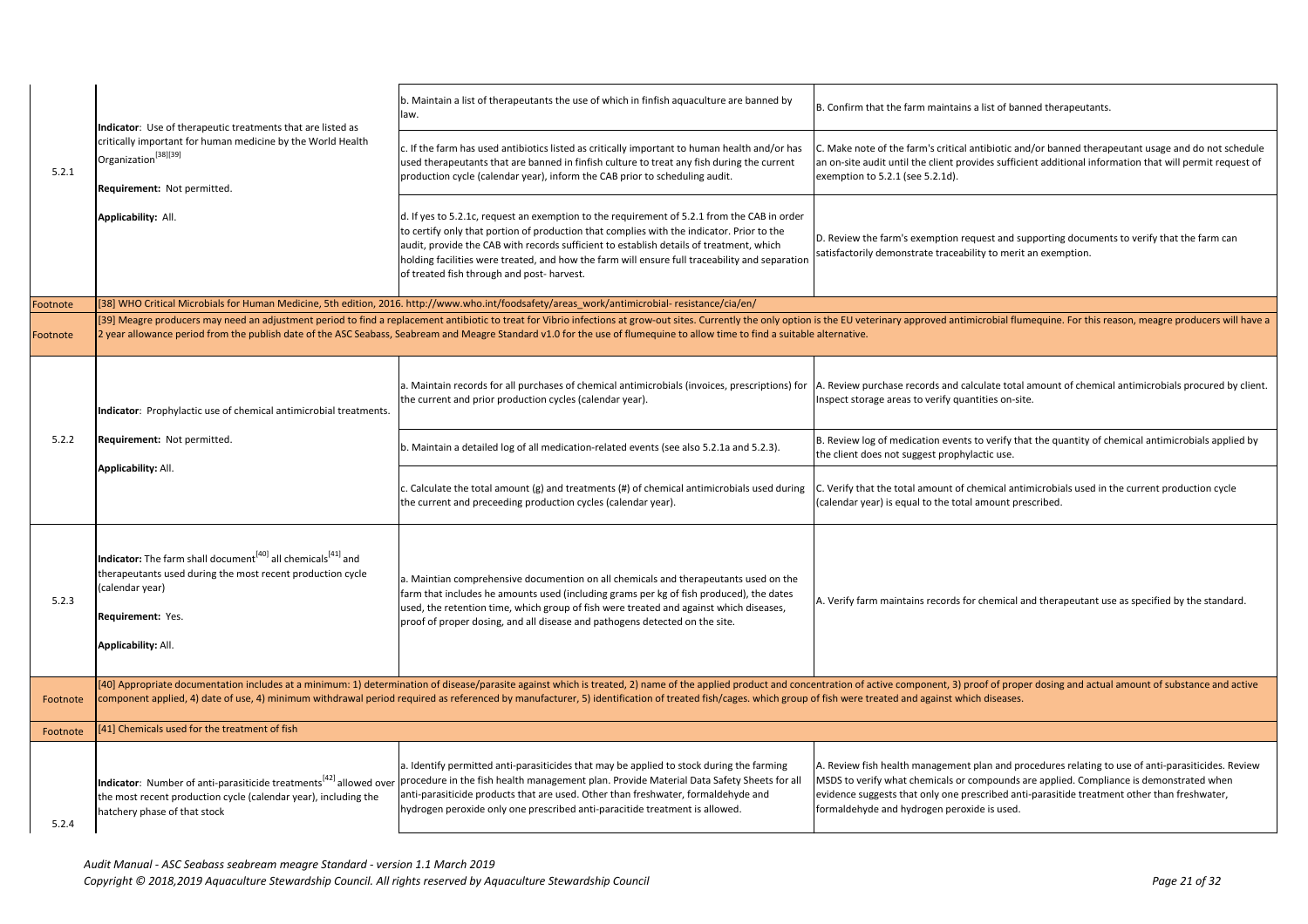| | | | |
|---|---|---|---|
| 5.2.1 | **Indicator**: Use of therapeutic treatments that are listed as critically important for human medicine by the World Health Organization[38][39]<br><br>**Requirement:** Not permitted.<br><br>**Applicability:** All. | b. Maintain a list of therapeutants the use of which in finfish aquaculture are banned by law. | B. Confirm that the farm maintains a list of banned therapeutants. |
| | | c. If the farm has used antibiotics listed as critically important to human health and/or has used therapeutants that are banned in finfish culture to treat any fish during the current production cycle (calendar year), inform the CAB prior to scheduling audit. | C. Make note of the farm's critical antibiotic and/or banned therapeutant usage and do not schedule an on-site audit until the client provides sufficient additional information that will permit request of exemption to 5.2.1 (see 5.2.1d). |
| | | d. If yes to 5.2.1c, request an exemption to the requirement of 5.2.1 from the CAB in order to certify only that portion of production that complies with the indicator. Prior to the audit, provide the CAB with records sufficient to establish details of treatment, which holding facilities were treated, and how the farm will ensure full traceability and separation of treated fish through and post- harvest. | D. Review the farm's exemption request and supporting documents to verify that the farm can satisfactorily demonstrate traceability to merit an exemption. |
| Footnote | [38] WHO Critical Microbials for Human Medicine, 5th edition, 2016. http://www.who.int/foodsafety/areas_work/antimicrobial- resistance/cia/en/ | | |
| Footnote | [39] Meagre producers may need an adjustment period to find a replacement antibiotic to treat for Vibrio infections at grow-out sites. Currently the only option is the EU veterinary approved antimicrobial flumequine. For this reason, meagre producers will have a 2 year allowance period from the publish date of the ASC Seabass, Seabream and Meagre Standard v1.0 for the use of flumequine to allow time to find a suitable alternative. | | |
| 5.2.2 | **Indicator**: Prophylactic use of chemical antimicrobial treatments.<br><br>**Requirement:** Not permitted.<br><br>**Applicability:** All. | a. Maintain records for all purchases of chemical antimicrobials (invoices, prescriptions) for the current and prior production cycles (calendar year). | A. Review purchase records and calculate total amount of chemical antimicrobials procured by client. Inspect storage areas to verify quantities on-site. |
| | | b. Maintain a detailed log of all medication-related events (see also 5.2.1a and 5.2.3). | B. Review log of medication events to verify that the quantity of chemical antimicrobials applied by the client does not suggest prophylactic use. |
| | | c. Calculate the total amount (g) and treatments (#) of chemical antimicrobials used during the current and preceeding production cycles (calendar year). | C. Verify that the total amount of chemical antimicrobials used in the current production cycle (calendar year) is equal to the total amount prescribed. |
| 5.2.3 | **Indicator:** The farm shall document[40] all chemicals[41] and therapeutants used during the most recent production cycle (calendar year)<br><br>**Requirement:** Yes.<br><br>**Applicability:** All. | a. Maintian comprehensive documention on all chemicals and therapeutants used on the farm that includes he amounts used (including grams per kg of fish produced), the dates used, the retention time, which group of fish were treated and against which diseases, proof of proper dosing, and all disease and pathogens detected on the site. | A. Verify farm maintains records for chemical and therapeutant use as specified by the standard. |
| Footnote | [40] Appropriate documentation includes at a minimum: 1) determination of disease/parasite against which is treated, 2) name of the applied product and concentration of active component, 3) proof of proper dosing and actual amount of substance and active component applied, 4) date of use, 4) minimum withdrawal period required as referenced by manufacturer, 5) identification of treated fish/cages. which group of fish were treated and against which diseases. | | |
| Footnote | [41] Chemicals used for the treatment of fish | | |
| 5.2.4 | **Indicator**: Number of anti-parasiticide treatments[42] allowed over the most recent production cycle (calendar year), including the hatchery phase of that stock | a. Identify permitted anti-parasiticides that may be applied to stock during the farming procedure in the fish health management plan. Provide Material Data Safety Sheets for all anti-parasiticide products that are used. Other than freshwater, formaldehyde and hydrogen peroxide only one prescribed anti-paracitide treatment is allowed. | A. Review fish health management plan and procedures relating to use of anti-parasiticides. Review MSDS to verify what chemicals or compounds are applied. Compliance is demonstrated when evidence suggests that only one prescribed anti-parasitide treatment other than freshwater, formaldehyde and hydrogen peroxide is used. |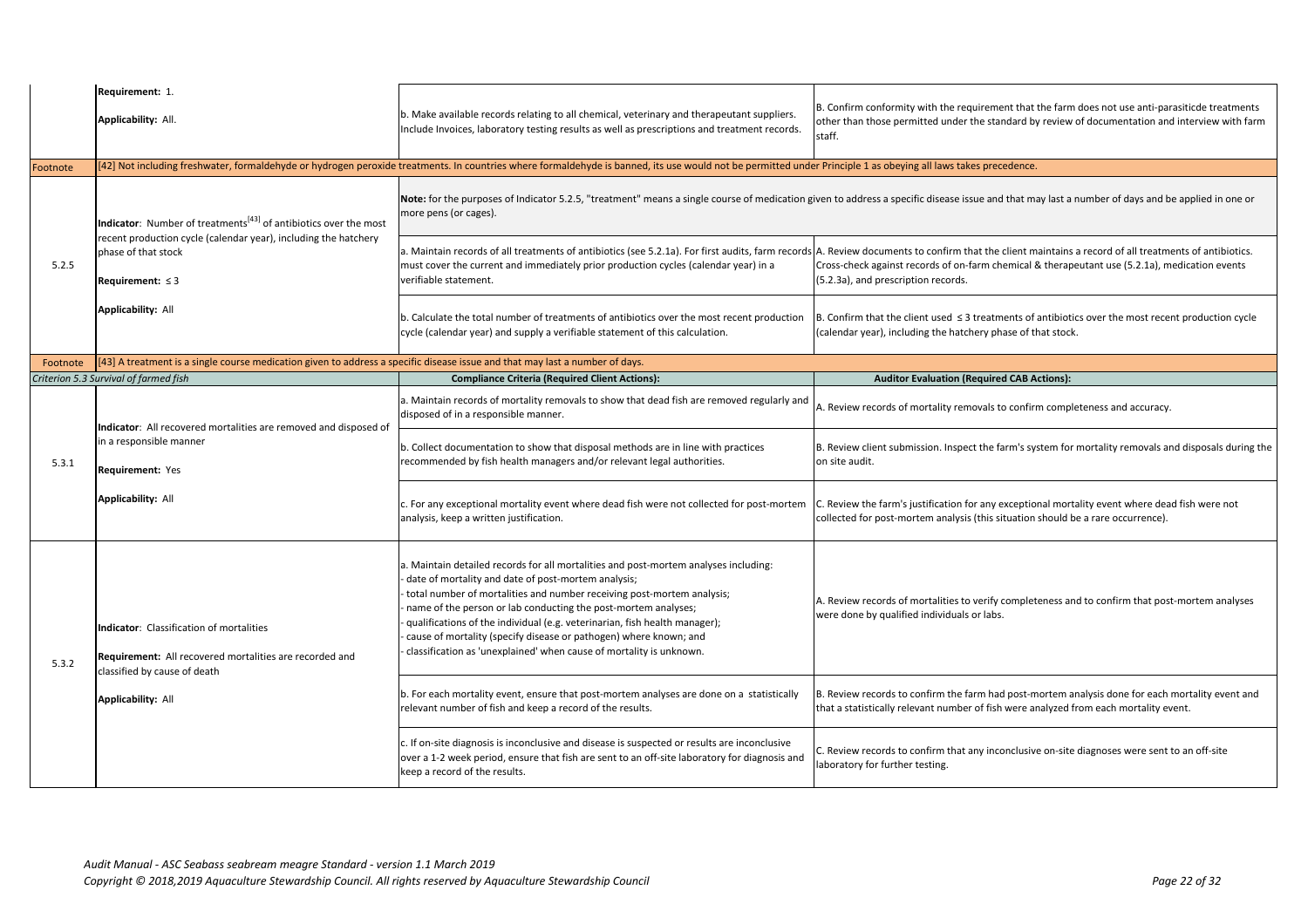| | | | |
|---|---|---|---|
| | **Requirement:** 1.<br><br>**Applicability:** All. | b. Make available records relating to all chemical, veterinary and therapeutant suppliers. Include Invoices, laboratory testing results as well as prescriptions and treatment records. | B. Confirm conformity with the requirement that the farm does not use anti-parasiticde treatments other than those permitted under the standard by review of documentation and interview with farm staff. |
| Footnote | [42] Not including freshwater, formaldehyde or hydrogen peroxide treatments. In countries where formaldehyde is banned, its use would not be permitted under Principle 1 as obeying all laws takes precedence. | | |
| 5.2.5 | **Indicator**: Number of treatments[43] of antibiotics over the most recent production cycle (calendar year), including the hatchery phase of that stock<br><br>**Requirement:** ≤ 3<br><br>**Applicability:** All | **Note:** for the purposes of Indicator 5.2.5, "treatment" means a single course of medication given to address a specific disease issue and that may last a number of days and be applied in one or more pens (or cages). | |
| | | a. Maintain records of all treatments of antibiotics (see 5.2.1a). For first audits, farm records must cover the current and immediately prior production cycles (calendar year) in a verifiable statement. | A. Review documents to confirm that the client maintains a record of all treatments of antibiotics. Cross-check against records of on-farm chemical & therapeutant use (5.2.1a), medication events (5.2.3a), and prescription records. |
| | | b. Calculate the total number of treatments of antibiotics over the most recent production cycle (calendar year) and supply a verifiable statement of this calculation. | B. Confirm that the client used ≤ 3 treatments of antibiotics over the most recent production cycle (calendar year), including the hatchery phase of that stock. |
| Footnote | [43] A treatment is a single course medication given to address a specific disease issue and that may last a number of days. | | |
| *Criterion 5.3 Survival of farmed fish* | | **Compliance Criteria (Required Client Actions):** | **Auditor Evaluation (Required CAB Actions):** |
| 5.3.1 | **Indicator**: All recovered mortalities are removed and disposed of in a responsible manner<br><br>**Requirement:** Yes<br><br>**Applicability:** All | a. Maintain records of mortality removals to show that dead fish are removed regularly and disposed of in a responsible manner. | A. Review records of mortality removals to confirm completeness and accuracy. |
| | | b. Collect documentation to show that disposal methods are in line with practices recommended by fish health managers and/or relevant legal authorities. | B. Review client submission. Inspect the farm's system for mortality removals and disposals during the on site audit. |
| | | c. For any exceptional mortality event where dead fish were not collected for post-mortem analysis, keep a written justification. | C. Review the farm's justification for any exceptional mortality event where dead fish were not collected for post-mortem analysis (this situation should be a rare occurrence). |
| 5.3.2 | **Indicator**: Classification of mortalities<br><br>**Requirement:** All recovered mortalities are recorded and classified by cause of death<br><br>**Applicability:** All | a. Maintain detailed records for all mortalities and post-mortem analyses including:<br>- date of mortality and date of post-mortem analysis;<br>- total number of mortalities and number receiving post-mortem analysis;<br>- name of the person or lab conducting the post-mortem analyses;<br>- qualifications of the individual (e.g. veterinarian, fish health manager);<br>- cause of mortality (specify disease or pathogen) where known; and<br>- classification as 'unexplained' when cause of mortality is unknown. | A. Review records of mortalities to verify completeness and to confirm that post-mortem analyses were done by qualified individuals or labs. |
| | | b. For each mortality event, ensure that post-mortem analyses are done on a statistically relevant number of fish and keep a record of the results. | B. Review records to confirm the farm had post-mortem analysis done for each mortality event and that a statistically relevant number of fish were analyzed from each mortality event. |
| | | c. If on-site diagnosis is inconclusive and disease is suspected or results are inconclusive over a 1-2 week period, ensure that fish are sent to an off-site laboratory for diagnosis and keep a record of the results. | C. Review records to confirm that any inconclusive on-site diagnoses were sent to an off-site laboratory for further testing. |

*Audit Manual - ASC Seabass seabream meagre Standard - version 1.1 March 2019*
*Copyright © 2018,2019 Aquaculture Stewardship Council. All rights reserved by Aquaculture Stewardship Council*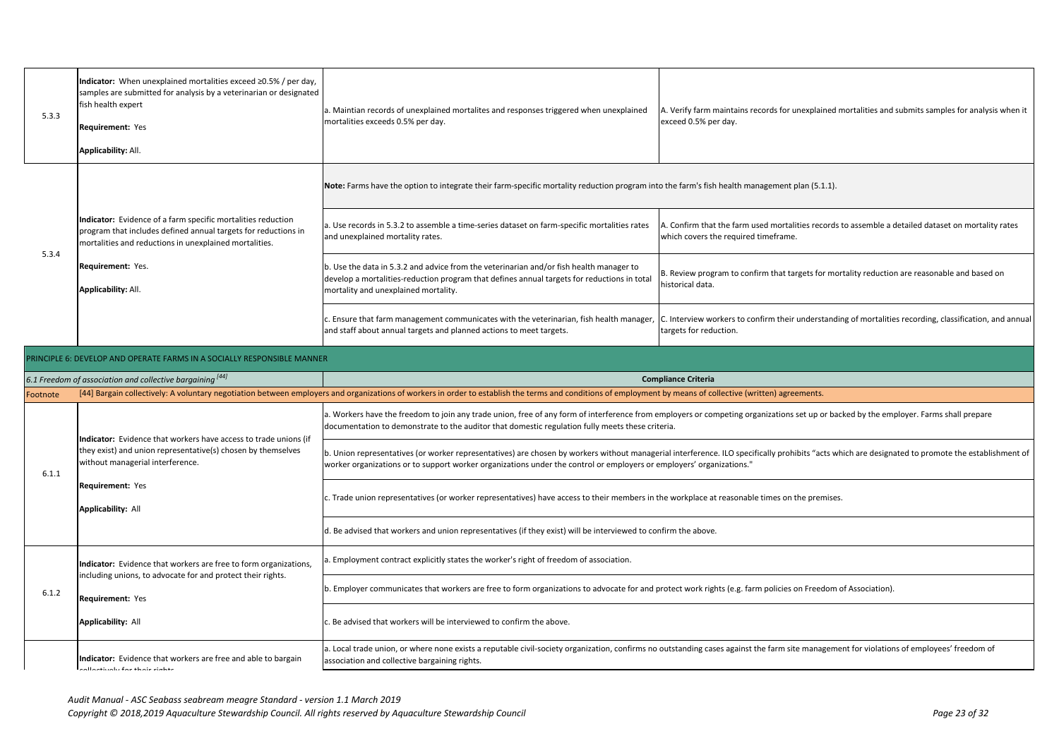| | | | |
|---|---|---|---|
| 5.3.3 | **Indicator:** When unexplained mortalities exceed ≥0.5% / per day, samples are submitted for analysis by a veterinarian or designated fish health expert<br><br>**Requirement:** Yes<br><br>**Applicability:** All. | a. Maintian records of unexplained mortalites and responses triggered when unexplained mortalities exceeds 0.5% per day. | A. Verify farm maintains records for unexplained mortalities and submits samples for analysis when it exceed 0.5% per day. |
| 5.3.4 | **Indicator:** Evidence of a farm specific mortalities reduction program that includes defined annual targets for reductions in mortalities and reductions in unexplained mortalities.<br><br>**Requirement:** Yes.<br><br>**Applicability:** All. | **Note:** Farms have the option to integrate their farm-specific mortality reduction program into the farm's fish health management plan (5.1.1). | |
| | | a. Use records in 5.3.2 to assemble a time-series dataset on farm-specific mortalities rates and unexplained mortality rates. | A. Confirm that the farm used mortalities records to assemble a detailed dataset on mortality rates which covers the required timeframe. |
| | | b. Use the data in 5.3.2 and advice from the veterinarian and/or fish health manager to develop a mortalities-reduction program that defines annual targets for reductions in total mortality and unexplained mortality. | B. Review program to confirm that targets for mortality reduction are reasonable and based on historical data. |
| | | c. Ensure that farm management communicates with the veterinarian, fish health manager, and staff about annual targets and planned actions to meet targets. | C. Interview workers to confirm their understanding of mortalities recording, classification, and annual targets for reduction. |
| PRINCIPLE 6: DEVELOP AND OPERATE FARMS IN A SOCIALLY RESPONSIBLE MANNER | | | |
| *6.1 Freedom of association and collective bargaining [44]* | | **Compliance Criteria** | |
| Footnote | [44] Bargain collectively: A voluntary negotiation between employers and organizations of workers in order to establish the terms and conditions of employment by means of collective (written) agreements. | | |
| 6.1.1 | **Indicator:** Evidence that workers have access to trade unions (if they exist) and union representative(s) chosen by themselves without managerial interference.<br><br>**Requirement:** Yes<br><br>**Applicability:** All | a. Workers have the freedom to join any trade union, free of any form of interference from employers or competing organizations set up or backed by the employer. Farms shall prepare documentation to demonstrate to the auditor that domestic regulation fully meets these criteria. | |
| | | b. Union representatives (or worker representatives) are chosen by workers without managerial interference. ILO specifically prohibits "acts which are designated to promote the establishment of worker organizations or to support worker organizations under the control or employers or employers' organizations." | |
| | | c. Trade union representatives (or worker representatives) have access to their members in the workplace at reasonable times on the premises. | |
| | | d. Be advised that workers and union representatives (if they exist) will be interviewed to confirm the above. | |
| 6.1.2 | **Indicator:** Evidence that workers are free to form organizations, including unions, to advocate for and protect their rights.<br><br>**Requirement:** Yes<br><br>**Applicability:** All | a. Employment contract explicitly states the worker's right of freedom of association. | |
| | | b. Employer communicates that workers are free to form organizations to advocate for and protect work rights (e.g. farm policies on Freedom of Association). | |
| | | c. Be advised that workers will be interviewed to confirm the above. | |
| | **Indicator:** Evidence that workers are free and able to bargain collectively for their rights | a. Local trade union, or where none exists a reputable civil-society organization, confirms no outstanding cases against the farm site management for violations of employees' freedom of association and collective bargaining rights. | |

*Audit Manual - ASC Seabass seabream meagre Standard - version 1.1 March 2019*
*Copyright © 2018,2019 Aquaculture Stewardship Council. All rights reserved by Aquaculture Stewardship Council*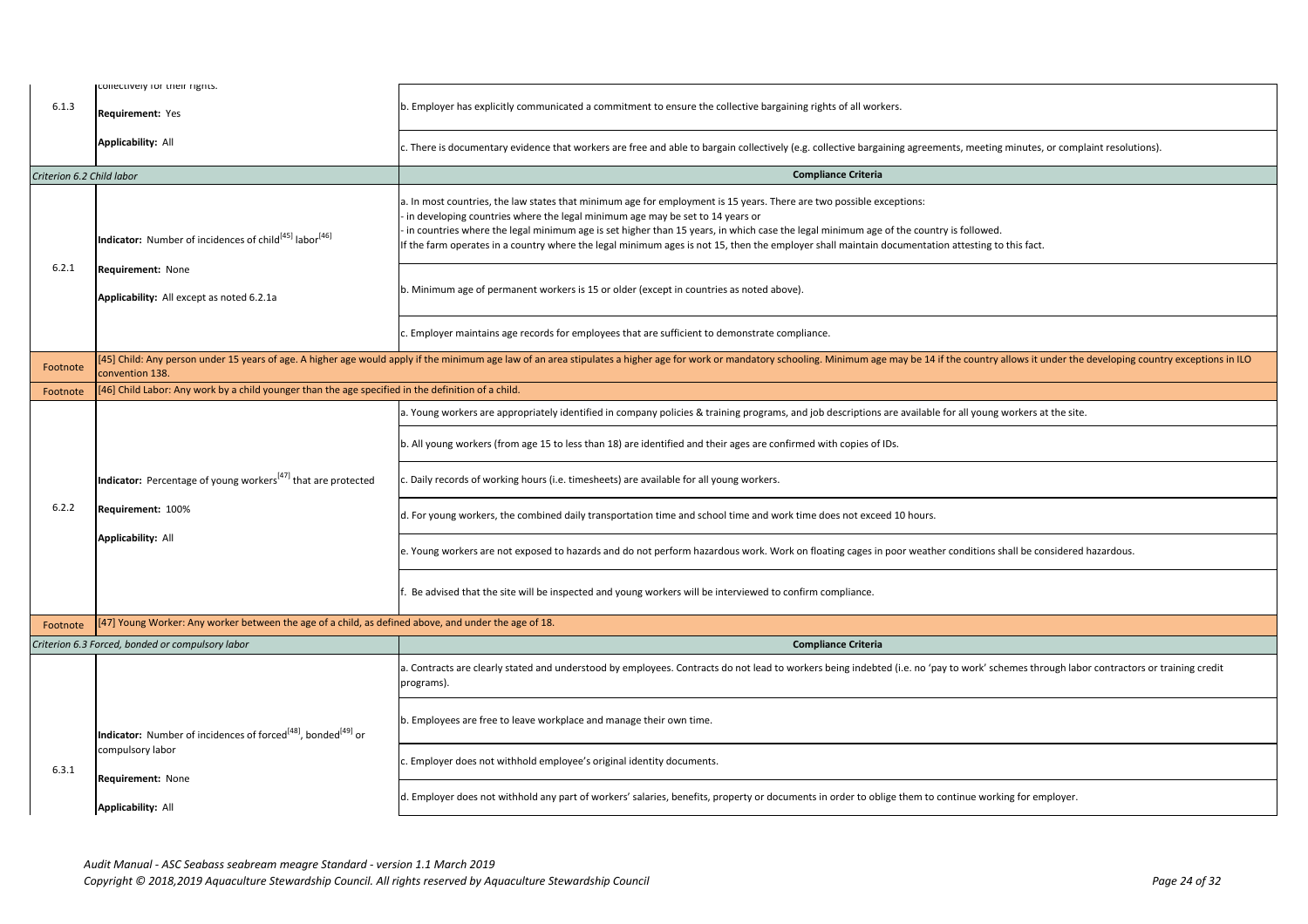| | | |
|---|---|---|
| 6.1.3 | collectively for their rights.<br><br>**Requirement:** Yes<br><br>**Applicability:** All | b. Employer has explicitly communicated a commitment to ensure the collective bargaining rights of all workers. |
| | | c. There is documentary evidence that workers are free and able to bargain collectively (e.g. collective bargaining agreements, meeting minutes, or complaint resolutions). |
| *Criterion 6.2 Child labor* | | **Compliance Criteria** |
| 6.2.1 | **Indicator:** Number of incidences of child[45] labor[46]<br><br>**Requirement:** None<br><br>**Applicability:** All except as noted 6.2.1a | a. In most countries, the law states that minimum age for employment is 15 years. There are two possible exceptions:<br>- in developing countries where the legal minimum age may be set to 14 years or<br>- in countries where the legal minimum age is set higher than 15 years, in which case the legal minimum age of the country is followed.<br>If the farm operates in a country where the legal minimum ages is not 15, then the employer shall maintain documentation attesting to this fact. |
| | | b. Minimum age of permanent workers is 15 or older (except in countries as noted above). |
| | | c. Employer maintains age records for employees that are sufficient to demonstrate compliance. |
| Footnote | [45] Child: Any person under 15 years of age. A higher age would apply if the minimum age law of an area stipulates a higher age for work or mandatory schooling. Minimum age may be 14 if the country allows it under the developing country exceptions in ILO convention 138. | |
| Footnote | [46] Child Labor: Any work by a child younger than the age specified in the definition of a child. | |
| 6.2.2 | **Indicator:** Percentage of young workers[47] that are protected<br><br>**Requirement:** 100%<br><br>**Applicability:** All | a. Young workers are appropriately identified in company policies & training programs, and job descriptions are available for all young workers at the site. |
| | | b. All young workers (from age 15 to less than 18) are identified and their ages are confirmed with copies of IDs. |
| | | c. Daily records of working hours (i.e. timesheets) are available for all young workers. |
| | | d. For young workers, the combined daily transportation time and school time and work time does not exceed 10 hours. |
| | | e. Young workers are not exposed to hazards and do not perform hazardous work. Work on floating cages in poor weather conditions shall be considered hazardous. |
| | | f. Be advised that the site will be inspected and young workers will be interviewed to confirm compliance. |
| Footnote | [47] Young Worker: Any worker between the age of a child, as defined above, and under the age of 18. | |
| *Criterion 6.3 Forced, bonded or compulsory labor* | | **Compliance Criteria** |
| 6.3.1 | **Indicator:** Number of incidences of forced[48], bonded[49] or compulsory labor<br><br>**Requirement:** None<br><br>**Applicability:** All | a. Contracts are clearly stated and understood by employees. Contracts do not lead to workers being indebted (i.e. no 'pay to work' schemes through labor contractors or training credit programs). |
| | | b. Employees are free to leave workplace and manage their own time. |
| | | c. Employer does not withhold employee's original identity documents. |
| | | d. Employer does not withhold any part of workers' salaries, benefits, property or documents in order to oblige them to continue working for employer. |

*Audit Manual - ASC Seabass seabream meagre Standard - version 1.1 March 2019*
*Copyright © 2018,2019 Aquaculture Stewardship Council. All rights reserved by Aquaculture Stewardship Council*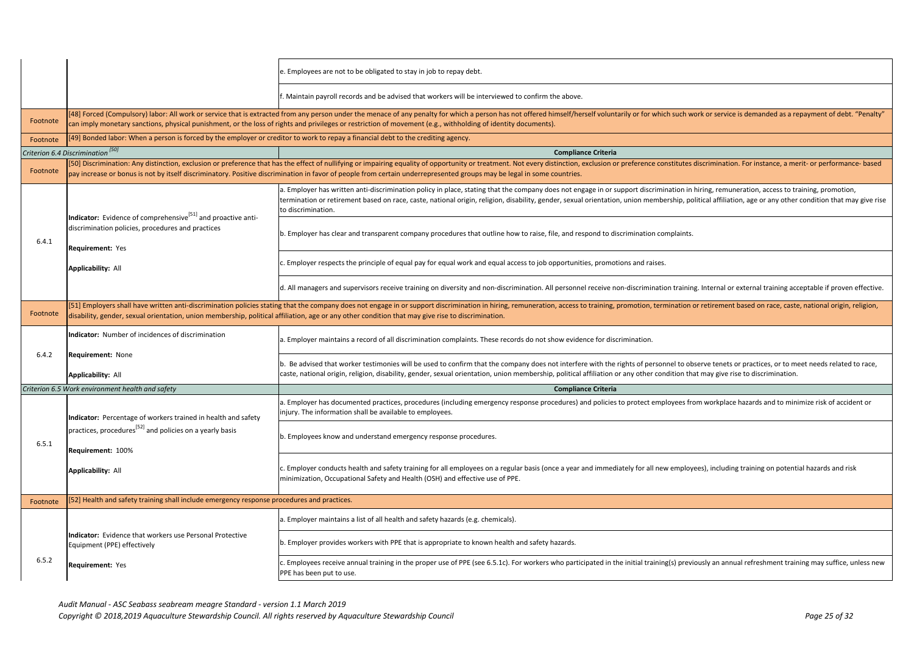| | | |
|---|---|---|
| | | e. Employees are not to be obligated to stay in job to repay debt. |
| | | f. Maintain payroll records and be advised that workers will be interviewed to confirm the above. |
| Footnote | [48] Forced (Compulsory) labor: All work or service that is extracted from any person under the menace of any penalty for which a person has not offered himself/herself voluntarily or for which such work or service is demanded as a repayment of debt. "Penalty" can imply monetary sanctions, physical punishment, or the loss of rights and privileges or restriction of movement (e.g., withholding of identity documents). | |
| Footnote | [49] Bonded labor: When a person is forced by the employer or creditor to work to repay a financial debt to the crediting agency. | |
| *Criterion 6.4 Discrimination [50]* | | **Compliance Criteria** |
| Footnote | [50] Discrimination: Any distinction, exclusion or preference that has the effect of nullifying or impairing equality of opportunity or treatment. Not every distinction, exclusion or preference constitutes discrimination. For instance, a merit- or performance- based pay increase or bonus is not by itself discriminatory. Positive discrimination in favor of people from certain underrepresented groups may be legal in some countries. | |
| 6.4.1 | **Indicator:** Evidence of comprehensive[51] and proactive anti-discrimination policies, procedures and practices<br><br>**Requirement:** Yes<br><br>**Applicability:** All | a. Employer has written anti-discrimination policy in place, stating that the company does not engage in or support discrimination in hiring, remuneration, access to training, promotion, termination or retirement based on race, caste, national origin, religion, disability, gender, sexual orientation, union membership, political affiliation, age or any other condition that may give rise to discrimination. |
| | | b. Employer has clear and transparent company procedures that outline how to raise, file, and respond to discrimination complaints. |
| | | c. Employer respects the principle of equal pay for equal work and equal access to job opportunities, promotions and raises. |
| | | d. All managers and supervisors receive training on diversity and non-discrimination. All personnel receive non-discrimination training. Internal or external training acceptable if proven effective. |
| Footnote | [51] Employers shall have written anti-discrimination policies stating that the company does not engage in or support discrimination in hiring, remuneration, access to training, promotion, termination or retirement based on race, caste, national origin, religion, disability, gender, sexual orientation, union membership, political affiliation, age or any other condition that may give rise to discrimination. | |
| 6.4.2 | **Indicator:** Number of incidences of discrimination<br><br>**Requirement:** None<br><br>**Applicability:** All | a. Employer maintains a record of all discrimination complaints. These records do not show evidence for discrimination. |
| | | b. Be advised that worker testimonies will be used to confirm that the company does not interfere with the rights of personnel to observe tenets or practices, or to meet needs related to race, caste, national origin, religion, disability, gender, sexual orientation, union membership, political affiliation or any other condition that may give rise to discrimination. |
| *Criterion 6.5 Work environment health and safety* | | **Compliance Criteria** |
| 6.5.1 | **Indicator:** Percentage of workers trained in health and safety practices, procedures[52] and policies on a yearly basis<br><br>**Requirement:** 100%<br><br>**Applicability:** All | a. Employer has documented practices, procedures (including emergency response procedures) and policies to protect employees from workplace hazards and to minimize risk of accident or injury. The information shall be available to employees. |
| | | b. Employees know and understand emergency response procedures. |
| | | c. Employer conducts health and safety training for all employees on a regular basis (once a year and immediately for all new employees), including training on potential hazards and risk minimization, Occupational Safety and Health (OSH) and effective use of PPE. |
| Footnote | [52] Health and safety training shall include emergency response procedures and practices. | |
| 6.5.2 | **Indicator:** Evidence that workers use Personal Protective Equipment (PPE) effectively<br><br>**Requirement:** Yes | a. Employer maintains a list of all health and safety hazards (e.g. chemicals). |
| | | b. Employer provides workers with PPE that is appropriate to known health and safety hazards. |
| | | c. Employees receive annual training in the proper use of PPE (see 6.5.1c). For workers who participated in the initial training(s) previously an annual refreshment training may suffice, unless new PPE has been put to use. |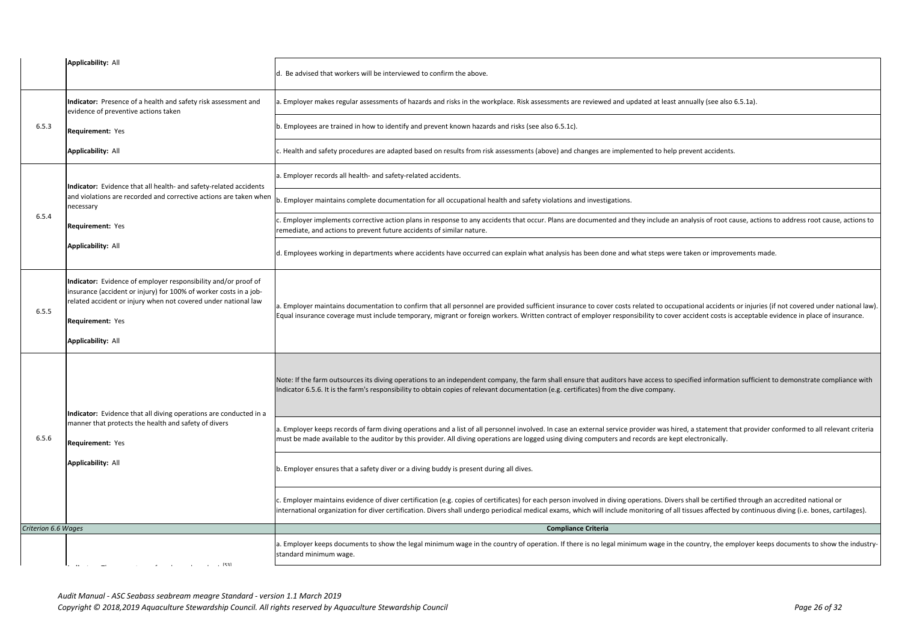| | | |
|---|---|---|
| | **Applicability:** All | d. Be advised that workers will be interviewed to confirm the above. |
| 6.5.3 | **Indicator:** Presence of a health and safety risk assessment and evidence of preventive actions taken<br><br>**Requirement:** Yes<br><br>**Applicability:** All | a. Employer makes regular assessments of hazards and risks in the workplace. Risk assessments are reviewed and updated at least annually (see also 6.5.1a). |
| | | b. Employees are trained in how to identify and prevent known hazards and risks (see also 6.5.1c). |
| | | c. Health and safety procedures are adapted based on results from risk assessments (above) and changes are implemented to help prevent accidents. |
| 6.5.4 | **Indicator:** Evidence that all health- and safety-related accidents and violations are recorded and corrective actions are taken when necessary<br><br>**Requirement:** Yes<br><br>**Applicability:** All | a. Employer records all health- and safety-related accidents. |
| | | b. Employer maintains complete documentation for all occupational health and safety violations and investigations. |
| | | c. Employer implements corrective action plans in response to any accidents that occur. Plans are documented and they include an analysis of root cause, actions to address root cause, actions to remediate, and actions to prevent future accidents of similar nature. |
| | | d. Employees working in departments where accidents have occurred can explain what analysis has been done and what steps were taken or improvements made. |
| 6.5.5 | **Indicator:** Evidence of employer responsibility and/or proof of insurance (accident or injury) for 100% of worker costs in a job-related accident or injury when not covered under national law<br><br>**Requirement:** Yes<br><br>**Applicability:** All | a. Employer maintains documentation to confirm that all personnel are provided sufficient insurance to cover costs related to occupational accidents or injuries (if not covered under national law). Equal insurance coverage must include temporary, migrant or foreign workers. Written contract of employer responsibility to cover accident costs is acceptable evidence in place of insurance. |
| 6.5.6 | **Indicator:** Evidence that all diving operations are conducted in a manner that protects the health and safety of divers<br><br>**Requirement:** Yes<br><br>**Applicability:** All | Note: If the farm outsources its diving operations to an independent company, the farm shall ensure that auditors have access to specified information sufficient to demonstrate compliance with Indicator 6.5.6. It is the farm's responsibility to obtain copies of relevant documentation (e.g. certificates) from the dive company. |
| | | a. Employer keeps records of farm diving operations and a list of all personnel involved. In case an external service provider was hired, a statement that provider conformed to all relevant criteria must be made available to the auditor by this provider. All diving operations are logged using diving computers and records are kept electronically. |
| | | b. Employer ensures that a safety diver or a diving buddy is present during all dives. |
| | | c. Employer maintains evidence of diver certification (e.g. copies of certificates) for each person involved in diving operations. Divers shall be certified through an accredited national or international organization for diver certification. Divers shall undergo periodical medical exams, which will include monitoring of all tissues affected by continuous diving (i.e. bones, cartilages). |
| *Criterion 6.6 Wages* | | **Compliance Criteria** |
| | | a. Employer keeps documents to show the legal minimum wage in the country of operation. If there is no legal minimum wage in the country, the employer keeps documents to show the industry-standard minimum wage. |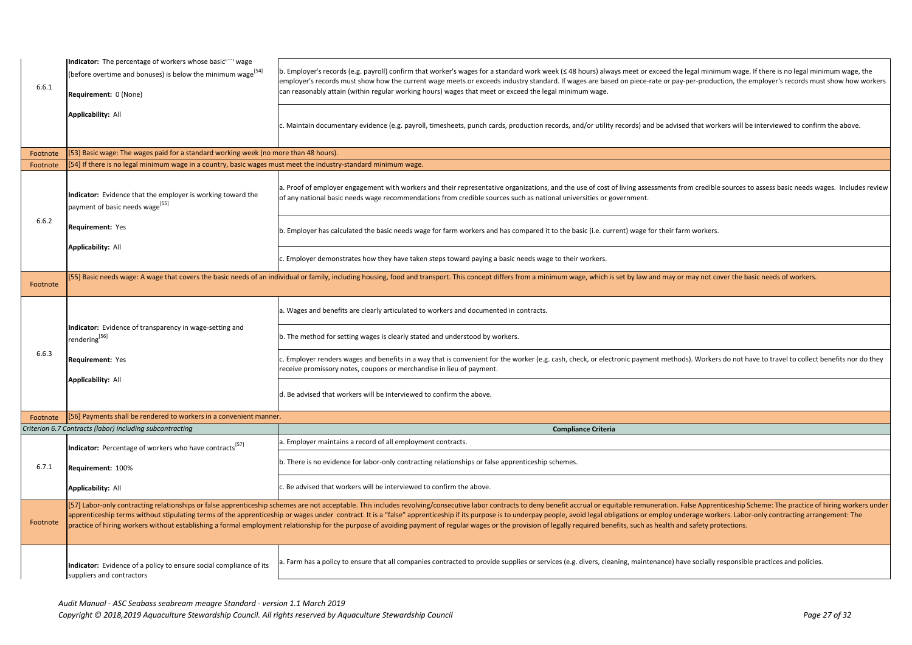| | | |
|---|---|---|
| 6.6.1 | **Indicator:** The percentage of workers whose basic[53] wage (before overtime and bonuses) is below the minimum wage[54]<br><br>**Requirement:** 0 (None)<br><br>**Applicability:** All | b. Employer's records (e.g. payroll) confirm that worker's wages for a standard work week (≤ 48 hours) always meet or exceed the legal minimum wage. If there is no legal minimum wage, the employer's records must show how the current wage meets or exceeds industry standard. If wages are based on piece-rate or pay-per-production, the employer's records must show how workers can reasonably attain (within regular working hours) wages that meet or exceed the legal minimum wage. |
| | | c. Maintain documentary evidence (e.g. payroll, timesheets, punch cards, production records, and/or utility records) and be advised that workers will be interviewed to confirm the above. |
| Footnote | [53] Basic wage: The wages paid for a standard working week (no more than 48 hours). | |
| Footnote | [54] If there is no legal minimum wage in a country, basic wages must meet the industry-standard minimum wage. | |
| 6.6.2 | **Indicator:** Evidence that the employer is working toward the payment of basic needs wage[55]<br><br>**Requirement:** Yes<br><br>**Applicability:** All | a. Proof of employer engagement with workers and their representative organizations, and the use of cost of living assessments from credible sources to assess basic needs wages. Includes review of any national basic needs wage recommendations from credible sources such as national universities or government. |
| | | b. Employer has calculated the basic needs wage for farm workers and has compared it to the basic (i.e. current) wage for their farm workers. |
| | | c. Employer demonstrates how they have taken steps toward paying a basic needs wage to their workers. |
| Footnote | [55] Basic needs wage: A wage that covers the basic needs of an individual or family, including housing, food and transport. This concept differs from a minimum wage, which is set by law and may or may not cover the basic needs of workers. | |
| 6.6.3 | **Indicator:** Evidence of transparency in wage-setting and rendering[56]<br><br>**Requirement:** Yes<br><br>**Applicability:** All | a. Wages and benefits are clearly articulated to workers and documented in contracts. |
| | | b. The method for setting wages is clearly stated and understood by workers. |
| | | c. Employer renders wages and benefits in a way that is convenient for the worker (e.g. cash, check, or electronic payment methods). Workers do not have to travel to collect benefits nor do they receive promissory notes, coupons or merchandise in lieu of payment. |
| | | d. Be advised that workers will be interviewed to confirm the above. |
| Footnote | [56] Payments shall be rendered to workers in a convenient manner. | |
| *Criterion 6.7 Contracts (labor) including subcontracting* | | **Compliance Criteria** |
| 6.7.1 | **Indicator:** Percentage of workers who have contracts[57]<br><br>**Requirement:** 100%<br><br>**Applicability:** All | a. Employer maintains a record of all employment contracts. |
| | | b. There is no evidence for labor-only contracting relationships or false apprenticeship schemes. |
| | | c. Be advised that workers will be interviewed to confirm the above. |
| Footnote | [57] Labor-only contracting relationships or false apprenticeship schemes are not acceptable. This includes revolving/consecutive labor contracts to deny benefit accrual or equitable remuneration. False Apprenticeship Scheme: The practice of hiring workers under apprenticeship terms without stipulating terms of the apprenticeship or wages under contract. It is a "false" apprenticeship if its purpose is to underpay people, avoid legal obligations or employ underage workers. Labor-only contracting arrangement: The practice of hiring workers without establishing a formal employment relationship for the purpose of avoiding payment of regular wages or the provision of legally required benefits, such as health and safety protections. | |
| | **Indicator:** Evidence of a policy to ensure social compliance of its suppliers and contractors | a. Farm has a policy to ensure that all companies contracted to provide supplies or services (e.g. divers, cleaning, maintenance) have socially responsible practices and policies. |

*Audit Manual - ASC Seabass seabream meagre Standard - version 1.1 March 2019*
*Copyright © 2018,2019 Aquaculture Stewardship Council. All rights reserved by Aquaculture Stewardship Council*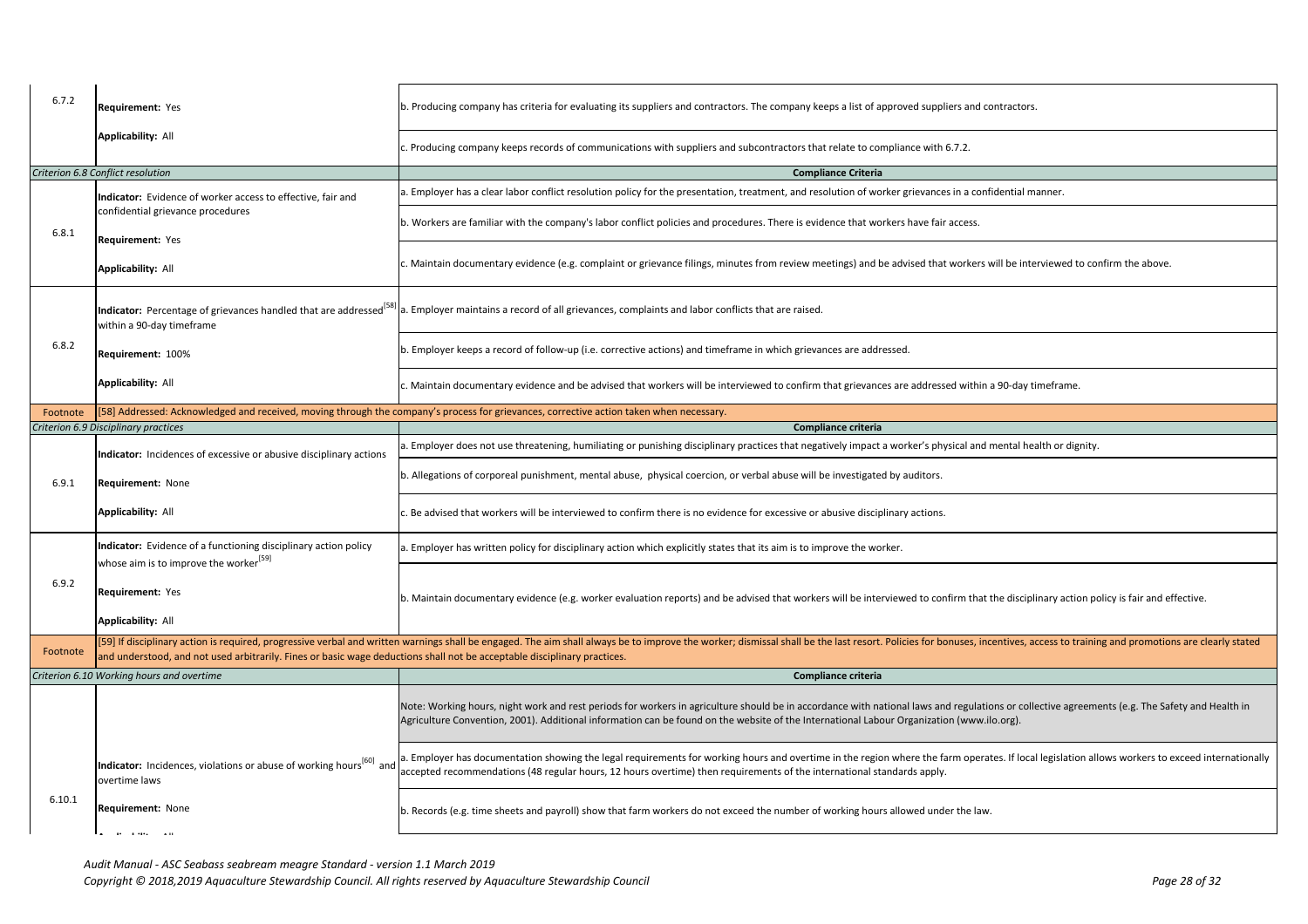| | | |
|---|---|---|
| 6.7.2 | **Requirement:** Yes<br><br>**Applicability:** All | b. Producing company has criteria for evaluating its suppliers and contractors. The company keeps a list of approved suppliers and contractors. |
| | | c. Producing company keeps records of communications with suppliers and subcontractors that relate to compliance with 6.7.2. |
| *Criterion 6.8 Conflict resolution* | | **Compliance Criteria** |
| 6.8.1 | **Indicator:** Evidence of worker access to effective, fair and confidential grievance procedures<br><br>**Requirement:** Yes<br><br>**Applicability:** All | a. Employer has a clear labor conflict resolution policy for the presentation, treatment, and resolution of worker grievances in a confidential manner. |
| | | b. Workers are familiar with the company's labor conflict policies and procedures. There is evidence that workers have fair access. |
| | | c. Maintain documentary evidence (e.g. complaint or grievance filings, minutes from review meetings) and be advised that workers will be interviewed to confirm the above. |
| 6.8.2 | **Indicator:** Percentage of grievances handled that are addressed[58] within a 90-day timeframe<br><br>**Requirement:** 100%<br><br>**Applicability:** All | a. Employer maintains a record of all grievances, complaints and labor conflicts that are raised. |
| | | b. Employer keeps a record of follow-up (i.e. corrective actions) and timeframe in which grievances are addressed. |
| | | c. Maintain documentary evidence and be advised that workers will be interviewed to confirm that grievances are addressed within a 90-day timeframe. |
| Footnote | [58] Addressed: Acknowledged and received, moving through the company's process for grievances, corrective action taken when necessary. | |
| *Criterion 6.9 Disciplinary practices* | | **Compliance criteria** |
| 6.9.1 | **Indicator:** Incidences of excessive or abusive disciplinary actions<br><br>**Requirement:** None<br><br>**Applicability:** All | a. Employer does not use threatening, humiliating or punishing disciplinary practices that negatively impact a worker's physical and mental health or dignity. |
| | | b. Allegations of corporeal punishment, mental abuse, physical coercion, or verbal abuse will be investigated by auditors. |
| | | c. Be advised that workers will be interviewed to confirm there is no evidence for excessive or abusive disciplinary actions. |
| 6.9.2 | **Indicator:** Evidence of a functioning disciplinary action policy whose aim is to improve the worker[59]<br><br>**Requirement:** Yes<br><br>**Applicability:** All | a. Employer has written policy for disciplinary action which explicitly states that its aim is to improve the worker. |
| | | b. Maintain documentary evidence (e.g. worker evaluation reports) and be advised that workers will be interviewed to confirm that the disciplinary action policy is fair and effective. |
| Footnote | [59] If disciplinary action is required, progressive verbal and written warnings shall be engaged. The aim shall always be to improve the worker; dismissal shall be the last resort. Policies for bonuses, incentives, access to training and promotions are clearly stated and understood, and not used arbitrarily. Fines or basic wage deductions shall not be acceptable disciplinary practices. | |
| *Criterion 6.10 Working hours and overtime* | | **Compliance criteria** |
| 6.10.1 | **Indicator:** Incidences, violations or abuse of working hours[60] and overtime laws<br><br>**Requirement:** None<br><br>**Applicability:** All | Note: Working hours, night work and rest periods for workers in agriculture should be in accordance with national laws and regulations or collective agreements (e.g. The Safety and Health in Agriculture Convention, 2001). Additional information can be found on the website of the International Labour Organization (www.ilo.org). |
| | | a. Employer has documentation showing the legal requirements for working hours and overtime in the region where the farm operates. If local legislation allows workers to exceed internationally accepted recommendations (48 regular hours, 12 hours overtime) then requirements of the international standards apply. |
| | | b. Records (e.g. time sheets and payroll) show that farm workers do not exceed the number of working hours allowed under the law. |

*Audit Manual - ASC Seabass seabream meagre Standard - version 1.1 March 2019*
*Copyright © 2018,2019 Aquaculture Stewardship Council. All rights reserved by Aquaculture Stewardship Council*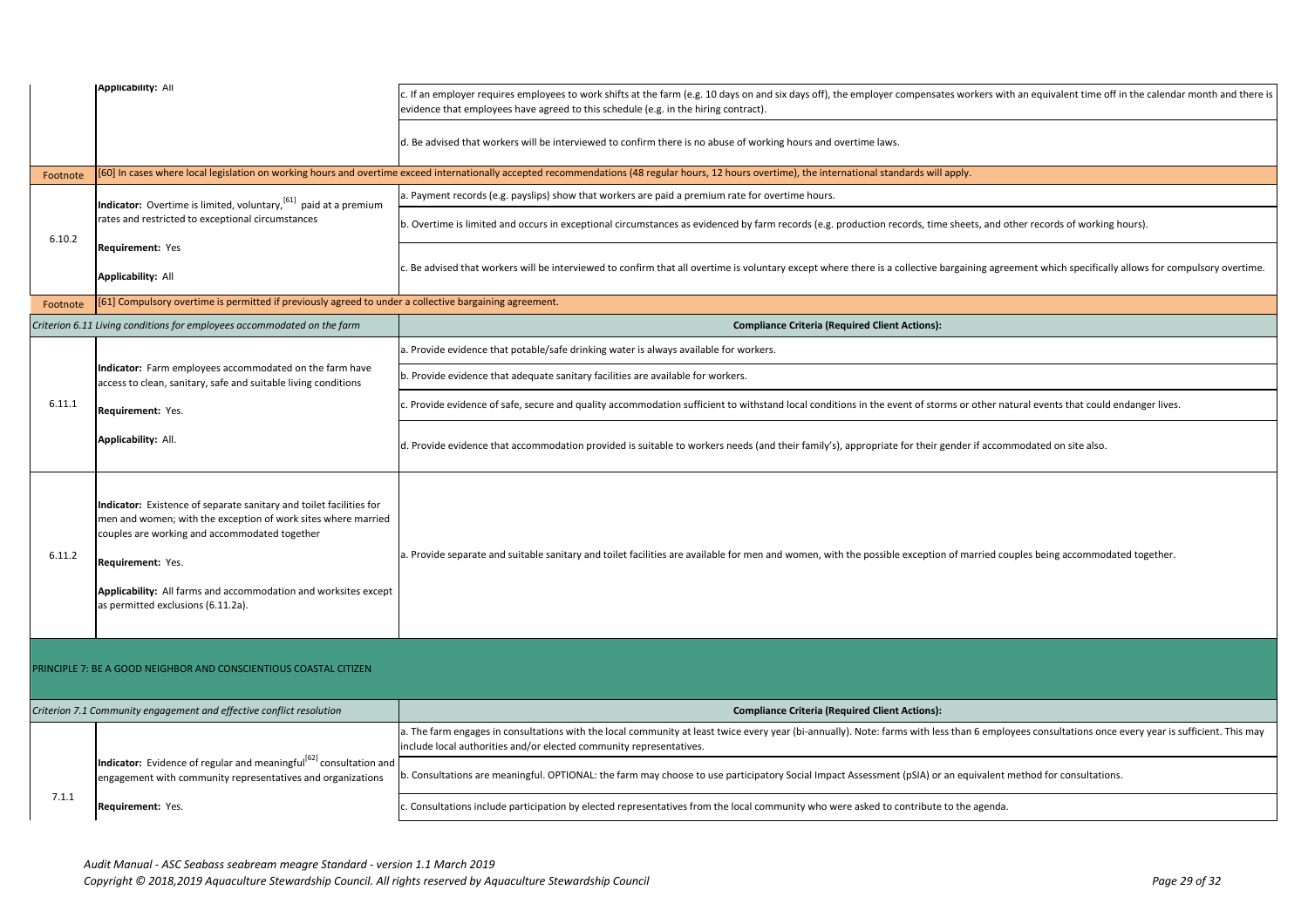| | | |
|---|---|---|
| | **Applicability:** All | c. If an employer requires employees to work shifts at the farm (e.g. 10 days on and six days off), the employer compensates workers with an equivalent time off in the calendar month and there is evidence that employees have agreed to this schedule (e.g. in the hiring contract). |
| | | d. Be advised that workers will be interviewed to confirm there is no abuse of working hours and overtime laws. |
| Footnote | [60] In cases where local legislation on working hours and overtime exceed internationally accepted recommendations (48 regular hours, 12 hours overtime), the international standards will apply. | |
| 6.10.2 | **Indicator:** Overtime is limited, voluntary,[61] paid at a premium rates and restricted to exceptional circumstances<br><br>**Requirement:** Yes<br><br>**Applicability:** All | a. Payment records (e.g. payslips) show that workers are paid a premium rate for overtime hours. |
| | | b. Overtime is limited and occurs in exceptional circumstances as evidenced by farm records (e.g. production records, time sheets, and other records of working hours). |
| | | c. Be advised that workers will be interviewed to confirm that all overtime is voluntary except where there is a collective bargaining agreement which specifically allows for compulsory overtime. |
| Footnote | [61] Compulsory overtime is permitted if previously agreed to under a collective bargaining agreement. | |
| *Criterion 6.11 Living conditions for employees accommodated on the farm* | | **Compliance Criteria (Required Client Actions):** |
| 6.11.1 | **Indicator:** Farm employees accommodated on the farm have access to clean, sanitary, safe and suitable living conditions<br><br>**Requirement:** Yes.<br><br>**Applicability:** All. | a. Provide evidence that potable/safe drinking water is always available for workers. |
| | | b. Provide evidence that adequate sanitary facilities are available for workers. |
| | | c. Provide evidence of safe, secure and quality accommodation sufficient to withstand local conditions in the event of storms or other natural events that could endanger lives. |
| | | d. Provide evidence that accommodation provided is suitable to workers needs (and their family's), appropriate for their gender if accommodated on site also. |
| 6.11.2 | **Indicator:** Existence of separate sanitary and toilet facilities for men and women; with the exception of work sites where married couples are working and accommodated together<br><br>**Requirement:** Yes.<br><br>**Applicability:** All farms and accommodation and worksites except as permitted exclusions (6.11.2a). | a. Provide separate and suitable sanitary and toilet facilities are available for men and women, with the possible exception of married couples being accommodated together. |

## PRINCIPLE 7: BE A GOOD NEIGHBOR AND CONSCIENTIOUS COASTAL CITIZEN

| | | |
|---|---|---|
| *Criterion 7.1 Community engagement and effective conflict resolution* | | **Compliance Criteria (Required Client Actions):** |
| 7.1.1 | **Indicator:** Evidence of regular and meaningful[62] consultation and engagement with community representatives and organizations<br><br>**Requirement:** Yes. | a. The farm engages in consultations with the local community at least twice every year (bi-annually). Note: farms with less than 6 employees consultations once every year is sufficient. This may include local authorities and/or elected community representatives. |
| | | b. Consultations are meaningful. OPTIONAL: the farm may choose to use participatory Social Impact Assessment (pSIA) or an equivalent method for consultations. |
| | | c. Consultations include participation by elected representatives from the local community who were asked to contribute to the agenda. |

*Audit Manual - ASC Seabass seabream meagre Standard - version 1.1 March 2019*
*Copyright © 2018,2019 Aquaculture Stewardship Council. All rights reserved by Aquaculture Stewardship Council*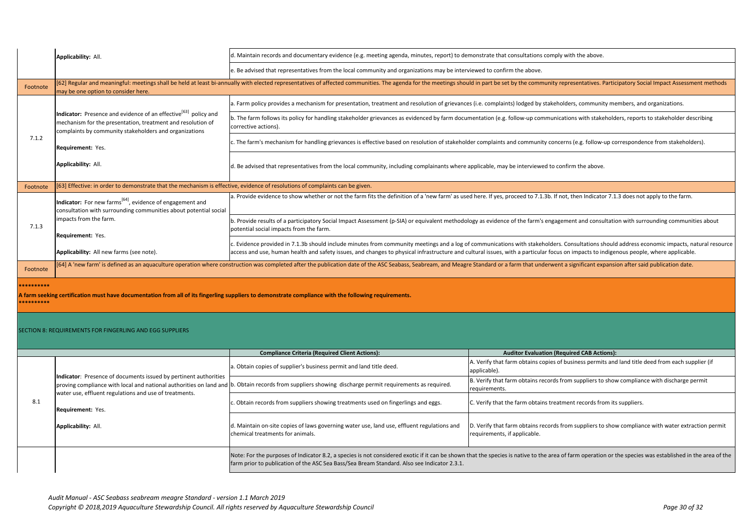| | | |
|---|---|---|
| | **Applicability:** All. | d. Maintain records and documentary evidence (e.g. meeting agenda, minutes, report) to demonstrate that consultations comply with the above. |
| | | e. Be advised that representatives from the local community and organizations may be interviewed to confirm the above. |
| Footnote | [62] Regular and meaningful: meetings shall be held at least bi-annually with elected representatives of affected communities. The agenda for the meetings should in part be set by the community representatives. Participatory Social Impact Assessment methods may be one option to consider here. | |
| 7.1.2 | **Indicator:** Presence and evidence of an effective[63] policy and mechanism for the presentation, treatment and resolution of complaints by community stakeholders and organizations<br><br>**Requirement:** Yes.<br><br>**Applicability:** All. | a. Farm policy provides a mechanism for presentation, treatment and resolution of grievances (i.e. complaints) lodged by stakeholders, community members, and organizations. |
| | | b. The farm follows its policy for handling stakeholder grievances as evidenced by farm documentation (e.g. follow-up communications with stakeholders, reports to stakeholder describing corrective actions). |
| | | c. The farm's mechanism for handling grievances is effective based on resolution of stakeholder complaints and community concerns (e.g. follow-up correspondence from stakeholders). |
| | | d. Be advised that representatives from the local community, including complainants where applicable, may be interviewed to confirm the above. |
| Footnote | [63] Effective: in order to demonstrate that the mechanism is effective, evidence of resolutions of complaints can be given. | |
| 7.1.3 | **Indicator:** For new farms[64], evidence of engagement and consultation with surrounding communities about potential social impacts from the farm.<br><br>**Requirement:** Yes.<br><br>**Applicability:** All new farms (see note). | a. Provide evidence to show whether or not the farm fits the definition of a 'new farm' as used here. If yes, proceed to 7.1.3b. If not, then Indicator 7.1.3 does not apply to the farm. |
| | | b. Provide results of a participatory Social Impact Assessment (p-SIA) or equivalent methodology as evidence of the farm's engagement and consultation with surrounding communities about potential social impacts from the farm. |
| | | c. Evidence provided in 7.1.3b should include minutes from community meetings and a log of communications with stakeholders. Consultations should address economic impacts, natural resource access and use, human health and safety issues, and changes to physical infrastructure and cultural issues, with a particular focus on impacts to indigenous people, where applicable. |
| Footnote | [64] A 'new farm' is defined as an aquaculture operation where construction was completed after the publication date of the ASC Seabass, Seabream, and Meagre Standard or a farm that underwent a significant expansion after said publication date. | |

**********

**A farm seeking certification must have documentation from all of its fingerling suppliers to demonstrate compliance with the following requirements.**

**********

SECTION 8: REQUIREMENTS FOR FINGERLING AND EGG SUPPLIERS

| | | **Compliance Criteria (Required Client Actions):** | **Auditor Evaluation (Required CAB Actions):** |
|---|---|---|---|
| 8.1 | **Indicator**: Presence of documents issued by pertinent authorities proving compliance with local and national authorities on land and water use, effluent regulations and use of treatments.<br><br>**Requirement:** Yes.<br><br>**Applicability:** All. | a. Obtain copies of supplier's business permit and land title deed. | A. Verify that farm obtains copies of business permits and land title deed from each supplier (if applicable). |
| | | b. Obtain records from suppliers showing discharge permit requirements as required. | B. Verify that farm obtains records from suppliers to show compliance with discharge permit requirements. |
| | | c. Obtain records from suppliers showing treatments used on fingerlings and eggs. | C. Verify that the farm obtains treatment records from its suppliers. |
| | | d. Maintain on-site copies of laws governing water use, land use, effluent regulations and chemical treatments for animals. | D. Verify that farm obtains records from suppliers to show compliance with water extraction permit requirements, if applicable. |
| | | Note: For the purposes of Indicator 8.2, a species is not considered exotic if it can be shown that the species is native to the area of farm operation or the species was established in the area of the farm prior to publication of the ASC Sea Bass/Sea Bream Standard. Also see Indicator 2.3.1. | |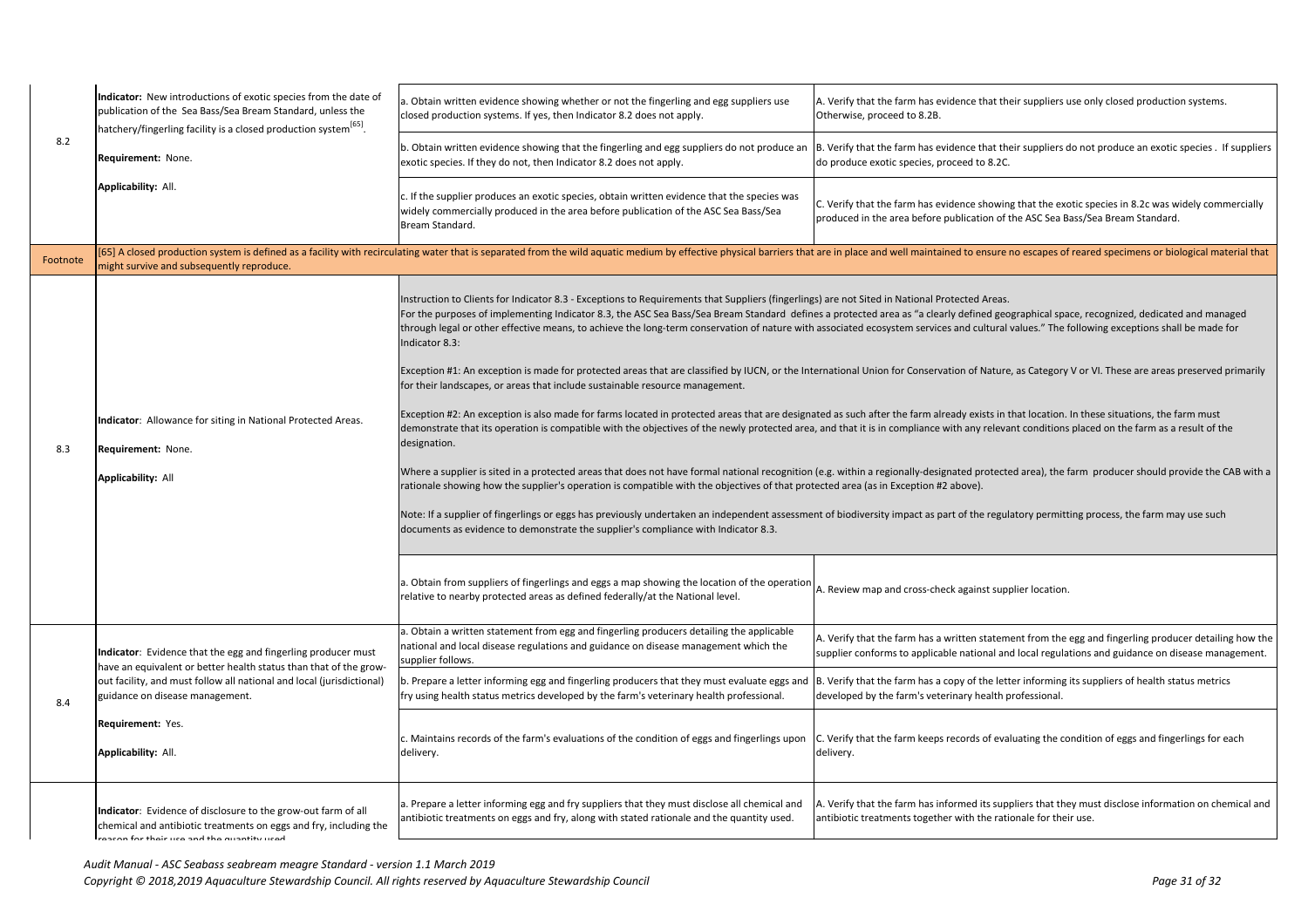| | | | |
|---|---|---|---|
| 8.2 | **Indicator:** New introductions of exotic species from the date of publication of the Sea Bass/Sea Bream Standard, unless the hatchery/fingerling facility is a closed production system[65].<br><br>**Requirement:** None.<br><br>**Applicability:** All. | a. Obtain written evidence showing whether or not the fingerling and egg suppliers use closed production systems. If yes, then Indicator 8.2 does not apply. | A. Verify that the farm has evidence that their suppliers use only closed production systems. Otherwise, proceed to 8.2B. |
| | | b. Obtain written evidence showing that the fingerling and egg suppliers do not produce an exotic species. If they do not, then Indicator 8.2 does not apply. | B. Verify that the farm has evidence that their suppliers do not produce an exotic species . If suppliers do produce exotic species, proceed to 8.2C. |
| | | c. If the supplier produces an exotic species, obtain written evidence that the species was widely commercially produced in the area before publication of the ASC Sea Bass/Sea Bream Standard. | C. Verify that the farm has evidence showing that the exotic species in 8.2c was widely commercially produced in the area before publication of the ASC Sea Bass/Sea Bream Standard. |
| Footnote | [65] A closed production system is defined as a facility with recirculating water that is separated from the wild aquatic medium by effective physical barriers that are in place and well maintained to ensure no escapes of reared specimens or biological material that might survive and subsequently reproduce. | | |
| 8.3 | **Indicator**: Allowance for siting in National Protected Areas.<br><br>**Requirement:** None.<br><br>**Applicability:** All | Instruction to Clients for Indicator 8.3 - Exceptions to Requirements that Suppliers (fingerlings) are not Sited in National Protected Areas.<br>For the purposes of implementing Indicator 8.3, the ASC Sea Bass/Sea Bream Standard defines a protected area as "a clearly defined geographical space, recognized, dedicated and managed through legal or other effective means, to achieve the long-term conservation of nature with associated ecosystem services and cultural values." The following exceptions shall be made for Indicator 8.3:<br><br>Exception #1: An exception is made for protected areas that are classified by IUCN, or the International Union for Conservation of Nature, as Category V or VI. These are areas preserved primarily for their landscapes, or areas that include sustainable resource management.<br><br>Exception #2: An exception is also made for farms located in protected areas that are designated as such after the farm already exists in that location. In these situations, the farm must demonstrate that its operation is compatible with the objectives of the newly protected area, and that it is in compliance with any relevant conditions placed on the farm as a result of the designation.<br><br>Where a supplier is sited in a protected areas that does not have formal national recognition (e.g. within a regionally-designated protected area), the farm producer should provide the CAB with a rationale showing how the supplier's operation is compatible with the objectives of that protected area (as in Exception #2 above).<br><br>Note: If a supplier of fingerlings or eggs has previously undertaken an independent assessment of biodiversity impact as part of the regulatory permitting process, the farm may use such documents as evidence to demonstrate the supplier's compliance with Indicator 8.3. | |
| | | a. Obtain from suppliers of fingerlings and eggs a map showing the location of the operation relative to nearby protected areas as defined federally/at the National level. | A. Review map and cross-check against supplier location. |
| 8.4 | **Indicator**: Evidence that the egg and fingerling producer must have an equivalent or better health status than that of the grow-out facility, and must follow all national and local (jurisdictional) guidance on disease management.<br><br>**Requirement:** Yes.<br><br>**Applicability:** All. | a. Obtain a written statement from egg and fingerling producers detailing the applicable national and local disease regulations and guidance on disease management which the supplier follows. | A. Verify that the farm has a written statement from the egg and fingerling producer detailing how the supplier conforms to applicable national and local regulations and guidance on disease management. |
| | | b. Prepare a letter informing egg and fingerling producers that they must evaluate eggs and fry using health status metrics developed by the farm's veterinary health professional. | B. Verify that the farm has a copy of the letter informing its suppliers of health status metrics developed by the farm's veterinary health professional. |
| | | c. Maintains records of the farm's evaluations of the condition of eggs and fingerlings upon delivery. | C. Verify that the farm keeps records of evaluating the condition of eggs and fingerlings for each delivery. |
| | **Indicator**: Evidence of disclosure to the grow-out farm of all chemical and antibiotic treatments on eggs and fry, including the reason for their use and the quantity used. | a. Prepare a letter informing egg and fry suppliers that they must disclose all chemical and antibiotic treatments on eggs and fry, along with stated rationale and the quantity used. | A. Verify that the farm has informed its suppliers that they must disclose information on chemical and antibiotic treatments together with the rationale for their use. |

*Audit Manual - ASC Seabass seabream meagre Standard - version 1.1 March 2019*
*Copyright © 2018,2019 Aquaculture Stewardship Council. All rights reserved by Aquaculture Stewardship Council*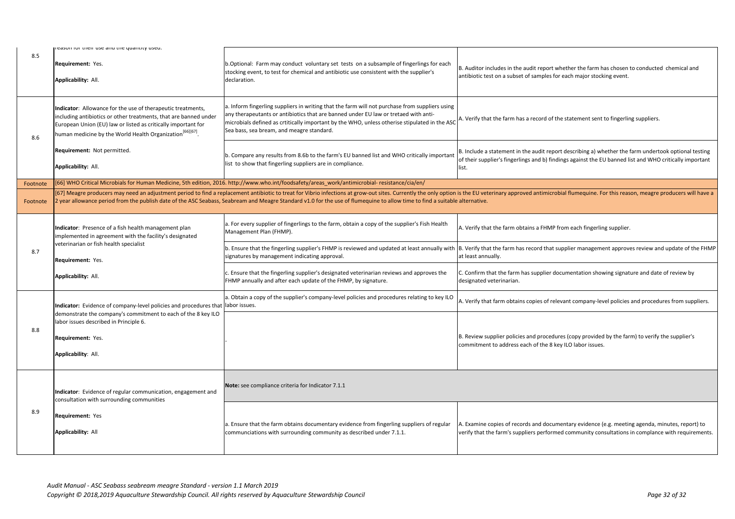| | | | |
|---|---|---|---|
| 8.5 | reason for their use and the quantity used.<br><br>**Requirement:** Yes.<br><br>**Applicability:** All. | b.Optional: Farm may conduct voluntary set tests on a subsample of fingerlings for each stocking event, to test for chemical and antibiotic use consistent with the supplier's declaration. | B. Auditor includes in the audit report whether the farm has chosen to conducted chemical and antibiotic test on a subset of samples for each major stocking event. |
| 8.6 | **Indicator**: Allowance for the use of therapeutic treatments, including antibiotics or other treatments, that are banned under European Union (EU) law or listed as critically important for human medicine by the World Health Organization[66][67].<br><br>**Requirement:** Not permitted.<br><br>**Applicability:** All. | a. Inform fingerling suppliers in writing that the farm will not purchase from suppliers using any therapeutants or antibiotics that are banned under EU law or tretaed with anti-microbials defined as crtitically important by the WHO, unless otherise stipulated in the ASC Sea bass, sea bream, and meagre standard. | A. Verify that the farm has a record of the statement sent to fingerling suppliers. |
| | | b. Compare any results from 8.6b to the farm's EU banned list and WHO critically important list to show that fingerling suppliers are in compliance. | B. Include a statement in the audit report describing a) whether the farm undertook optional testing of their supplier's fingerlings and b) findings against the EU banned list and WHO critically important list. |
| Footnote | [66] WHO Critical Microbials for Human Medicine, 5th edition, 2016. http://www.who.int/foodsafety/areas_work/antimicrobial- resistance/cia/en/ | | |
| Footnote | [67] Meagre producers may need an adjustment period to find a replacement antibiotic to treat for Vibrio infections at grow-out sites. Currently the only option is the EU veterinary approved antimicrobial flumequine. For this reason, meagre producers will have a 2 year allowance period from the publish date of the ASC Seabass, Seabream and Meagre Standard v1.0 for the use of flumequine to allow time to find a suitable alternative. | | |
| 8.7 | **Indicator**: Presence of a fish health management plan implemented in agreement with the facility's designated veterinarian or fish health specialist<br><br>**Requirement:** Yes.<br><br>**Applicability:** All. | a. For every supplier of fingerlings to the farm, obtain a copy of the supplier's Fish Health Management Plan (FHMP). | A. Verify that the farm obtains a FHMP from each fingerling supplier. |
| | | b. Ensure that the fingerling supplier's FHMP is reviewed and updated at least annually with signatures by management indicating approval. | B. Verify that the farm has record that supplier management approves review and update of the FHMP at least annually. |
| | | c. Ensure that the fingerling supplier's designated veterinarian reviews and approves the FHMP annually and after each update of the FHMP, by signature. | C. Confirm that the farm has supplier documentation showing signature and date of review by designated veterinarian. |
| 8.8 | **Indicator:** Evidence of company-level policies and procedures that demonstrate the company's commitment to each of the 8 key ILO labor issues described in Principle 6.<br><br>**Requirement:** Yes.<br><br>**Applicability**: All. | a. Obtain a copy of the supplier's company-level policies and procedures relating to key ILO labor issues. | A. Verify that farm obtains copies of relevant company-level policies and procedures from suppliers. |
| | | - | B. Review supplier policies and procedures (copy provided by the farm) to verify the supplier's commitment to address each of the 8 key ILO labor issues. |
| 8.9 | **Indicator**: Evidence of regular communication, engagement and consultation with surrounding communities<br><br>**Requirement:** Yes<br><br>**Applicability:** All | **Note:** see compliance criteria for Indicator 7.1.1 | |
| | | a. Ensure that the farm obtains documentary evidence from fingerling suppliers of regular communciations with surrounding community as described under 7.1.1. | A. Examine copies of records and documentary evidence (e.g. meeting agenda, minutes, report) to verify that the farm's suppliers performed community consultations in complance with requirements. |

*Audit Manual - ASC Seabass seabream meagre Standard - version 1.1 March 2019*
*Copyright © 2018,2019 Aquaculture Stewardship Council. All rights reserved by Aquaculture Stewardship Council*